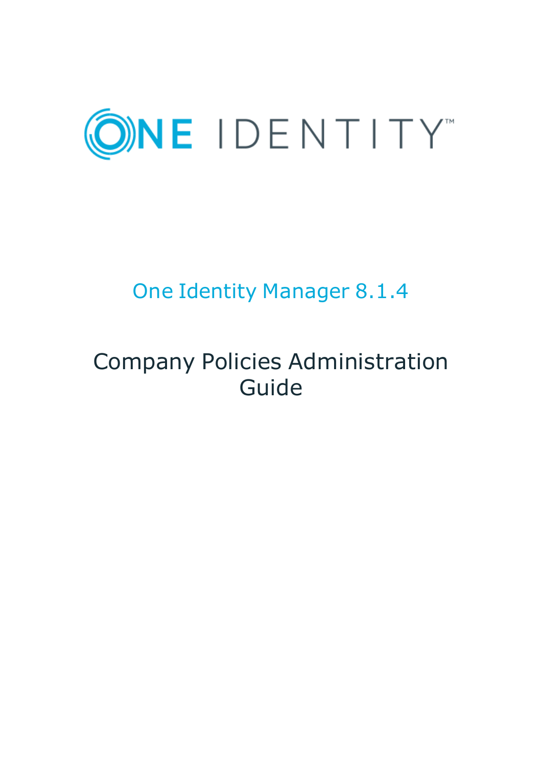ONE IDENTITY™

# One Identity Manager 8.1.4

## Company Policies Administration Guide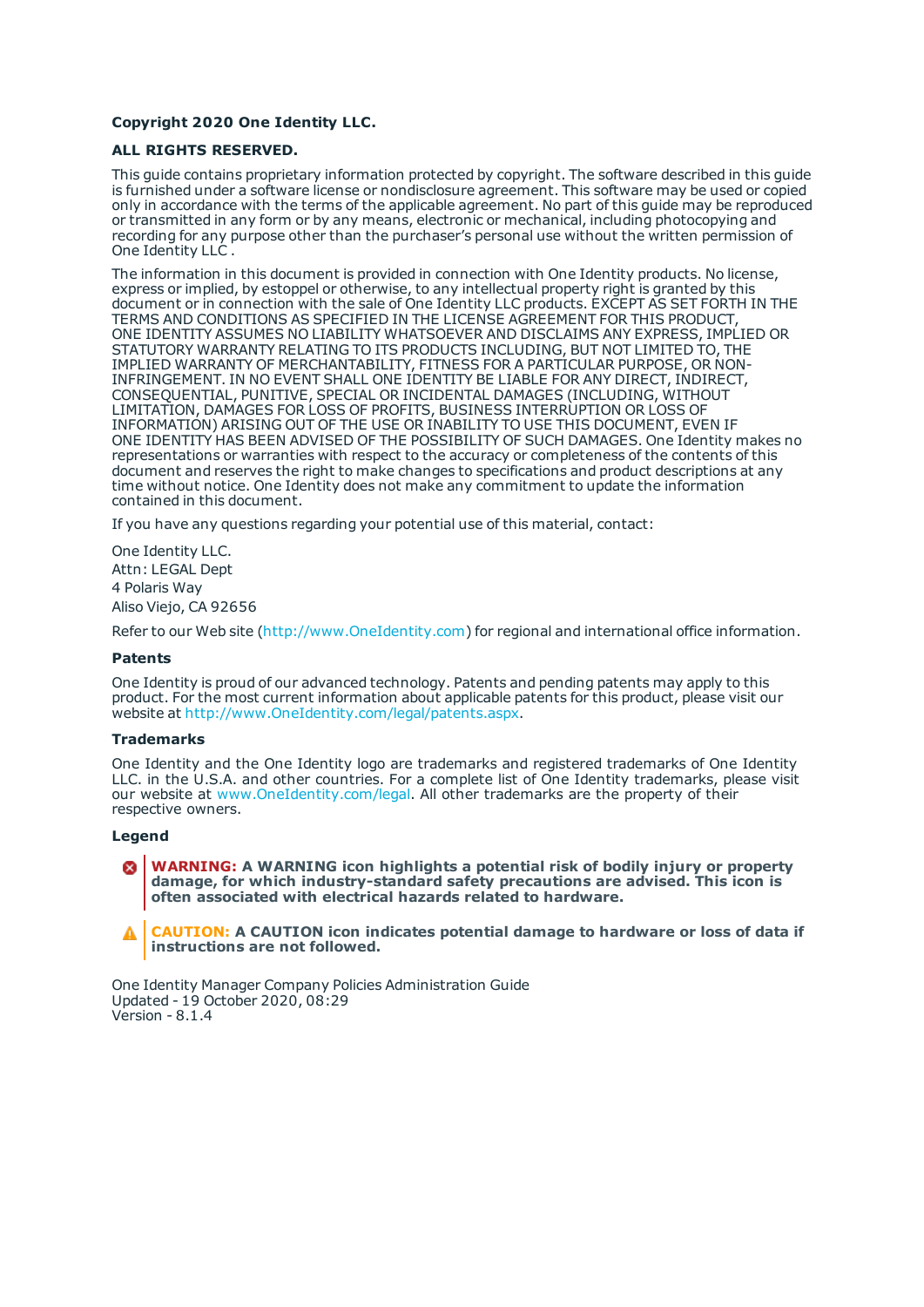**Copyright 2020 One Identity LLC.**

**ALL RIGHTS RESERVED.**

This guide contains proprietary information protected by copyright. The software described in this guide is furnished under a software license or nondisclosure agreement. This software may be used or copied only in accordance with the terms of the applicable agreement. No part of this guide may be reproduced or transmitted in any form or by any means, electronic or mechanical, including photocopying and recording for any purpose other than the purchaser's personal use without the written permission of One Identity LLC .

The information in this document is provided in connection with One Identity products. No license, express or implied, by estoppel or otherwise, to any intellectual property right is granted by this document or in connection with the sale of One Identity LLC products. EXCEPT AS SET FORTH IN THE TERMS AND CONDITIONS AS SPECIFIED IN THE LICENSE AGREEMENT FOR THIS PRODUCT, ONE IDENTITY ASSUMES NO LIABILITY WHATSOEVER AND DISCLAIMS ANY EXPRESS, IMPLIED OR STATUTORY WARRANTY RELATING TO ITS PRODUCTS INCLUDING, BUT NOT LIMITED TO, THE IMPLIED WARRANTY OF MERCHANTABILITY, FITNESS FOR A PARTICULAR PURPOSE, OR NON-INFRINGEMENT. IN NO EVENT SHALL ONE IDENTITY BE LIABLE FOR ANY DIRECT, INDIRECT, CONSEQUENTIAL, PUNITIVE, SPECIAL OR INCIDENTAL DAMAGES (INCLUDING, WITHOUT LIMITATION, DAMAGES FOR LOSS OF PROFITS, BUSINESS INTERRUPTION OR LOSS OF INFORMATION) ARISING OUT OF THE USE OR INABILITY TO USE THIS DOCUMENT, EVEN IF ONE IDENTITY HAS BEEN ADVISED OF THE POSSIBILITY OF SUCH DAMAGES. One Identity makes no representations or warranties with respect to the accuracy or completeness of the contents of this document and reserves the right to make changes to specifications and product descriptions at any time without notice. One Identity does not make any commitment to update the information contained in this document.

If you have any questions regarding your potential use of this material, contact:

One Identity LLC.
Attn: LEGAL Dept
4 Polaris Way
Aliso Viejo, CA 92656

Refer to our Web site (http://www.OneIdentity.com) for regional and international office information.

**Patents**

One Identity is proud of our advanced technology. Patents and pending patents may apply to this product. For the most current information about applicable patents for this product, please visit our website at http://www.OneIdentity.com/legal/patents.aspx.

**Trademarks**

One Identity and the One Identity logo are trademarks and registered trademarks of One Identity LLC. in the U.S.A. and other countries. For a complete list of One Identity trademarks, please visit our website at www.OneIdentity.com/legal. All other trademarks are the property of their respective owners.

**Legend**

**WARNING: A WARNING icon highlights a potential risk of bodily injury or property damage, for which industry-standard safety precautions are advised. This icon is often associated with electrical hazards related to hardware.**

**CAUTION: A CAUTION icon indicates potential damage to hardware or loss of data if instructions are not followed.**

One Identity Manager Company Policies Administration Guide
Updated - 19 October 2020, 08:29
Version - 8.1.4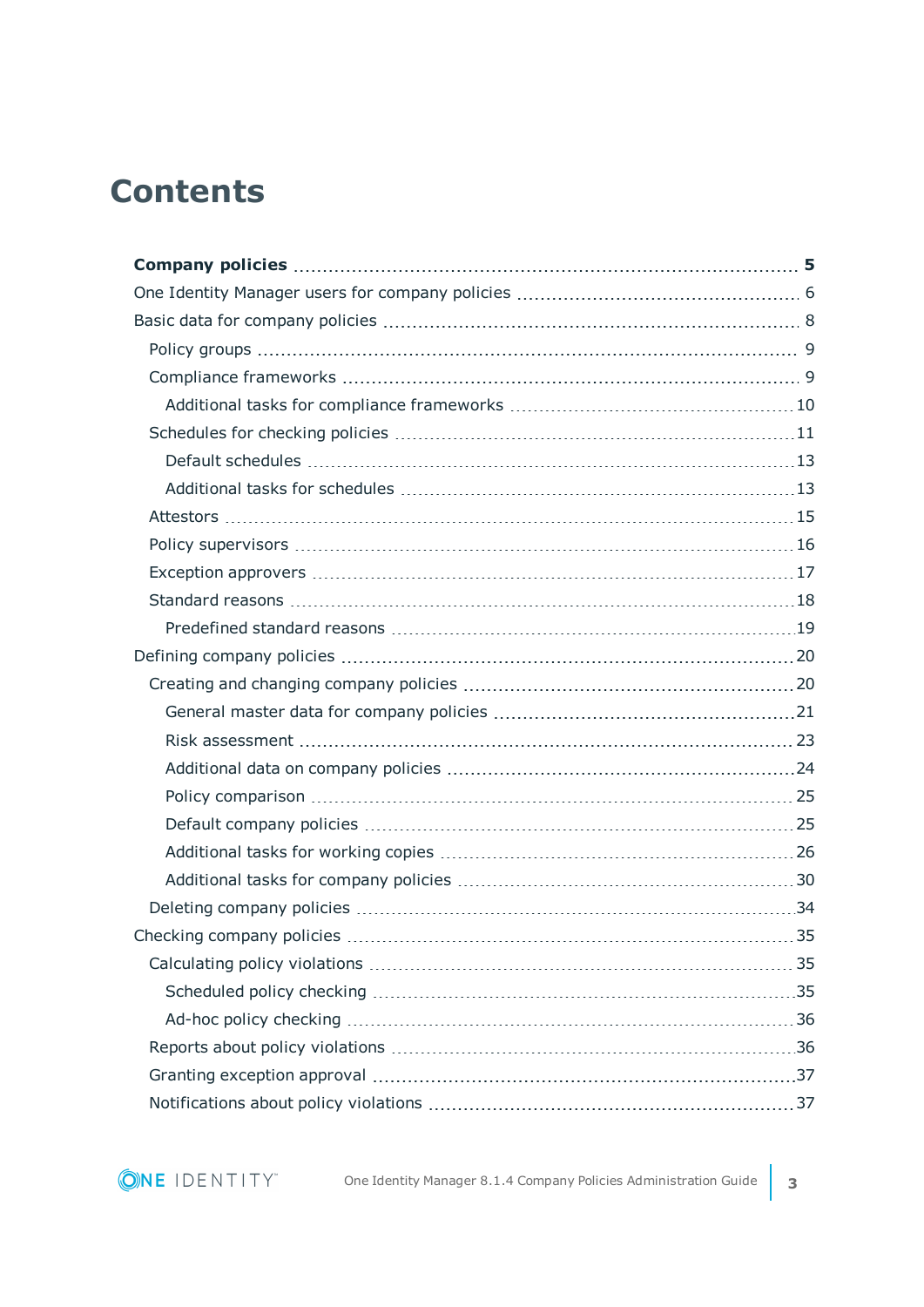# Contents

**Company policies** 5

- One Identity Manager users for company policies 6
- Basic data for company policies 8
  - Policy groups 9
  - Compliance frameworks 9
    - Additional tasks for compliance frameworks 10
  - Schedules for checking policies 11
    - Default schedules 13
    - Additional tasks for schedules 13
  - Attestors 15
  - Policy supervisors 16
  - Exception approvers 17
  - Standard reasons 18
    - Predefined standard reasons 19
- Defining company policies 20
  - Creating and changing company policies 20
    - General master data for company policies 21
    - Risk assessment 23
    - Additional data on company policies 24
    - Policy comparison 25
    - Default company policies 25
    - Additional tasks for working copies 26
    - Additional tasks for company policies 30
  - Deleting company policies 34
- Checking company policies 35
  - Calculating policy violations 35
    - Scheduled policy checking 35
    - Ad-hoc policy checking 36
  - Reports about policy violations 36
  - Granting exception approval 37
  - Notifications about policy violations 37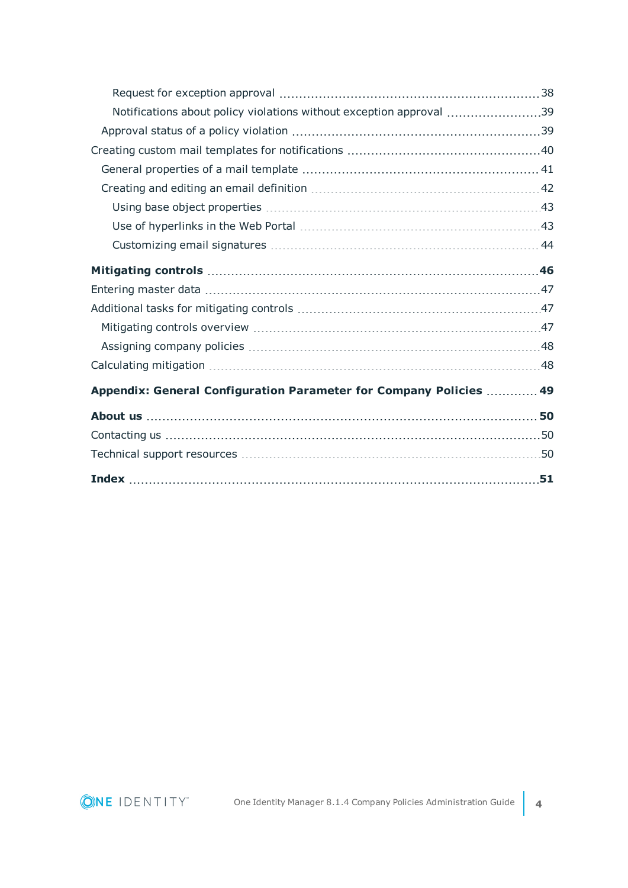- Request for exception approval 38
- Notifications about policy violations without exception approval 39
- Approval status of a policy violation 39

Creating custom mail templates for notifications 40

- General properties of a mail template 41
- Creating and editing an email definition 42
  - Using base object properties 43
  - Use of hyperlinks in the Web Portal 43
  - Customizing email signatures 44

**Mitigating controls 46**

Entering master data 47

Additional tasks for mitigating controls 47

- Mitigating controls overview 47
- Assigning company policies 48

Calculating mitigation 48

**Appendix: General Configuration Parameter for Company Policies 49**

**About us 50**

Contacting us 50

Technical support resources 50

**Index 51**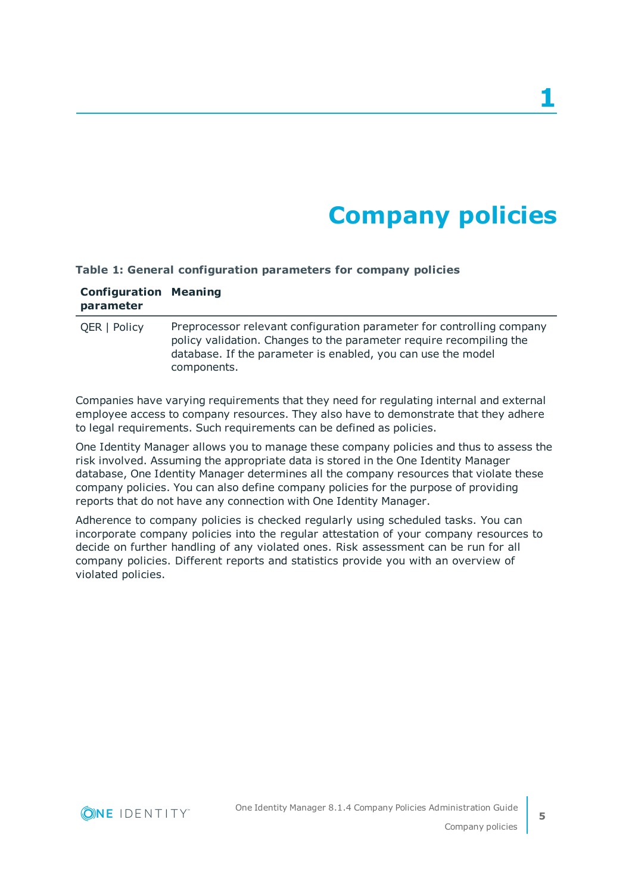# 1

# Company policies

**Table 1: General configuration parameters for company policies**

| Configuration parameter | Meaning |
|---|---|
| QER \| Policy | Preprocessor relevant configuration parameter for controlling company policy validation. Changes to the parameter require recompiling the database. If the parameter is enabled, you can use the model components. |

Companies have varying requirements that they need for regulating internal and external employee access to company resources. They also have to demonstrate that they adhere to legal requirements. Such requirements can be defined as policies.

One Identity Manager allows you to manage these company policies and thus to assess the risk involved. Assuming the appropriate data is stored in the One Identity Manager database, One Identity Manager determines all the company resources that violate these company policies. You can also define company policies for the purpose of providing reports that do not have any connection with One Identity Manager.

Adherence to company policies is checked regularly using scheduled tasks. You can incorporate company policies into the regular attestation of your company resources to decide on further handling of any violated ones. Risk assessment can be run for all company policies. Different reports and statistics provide you with an overview of violated policies.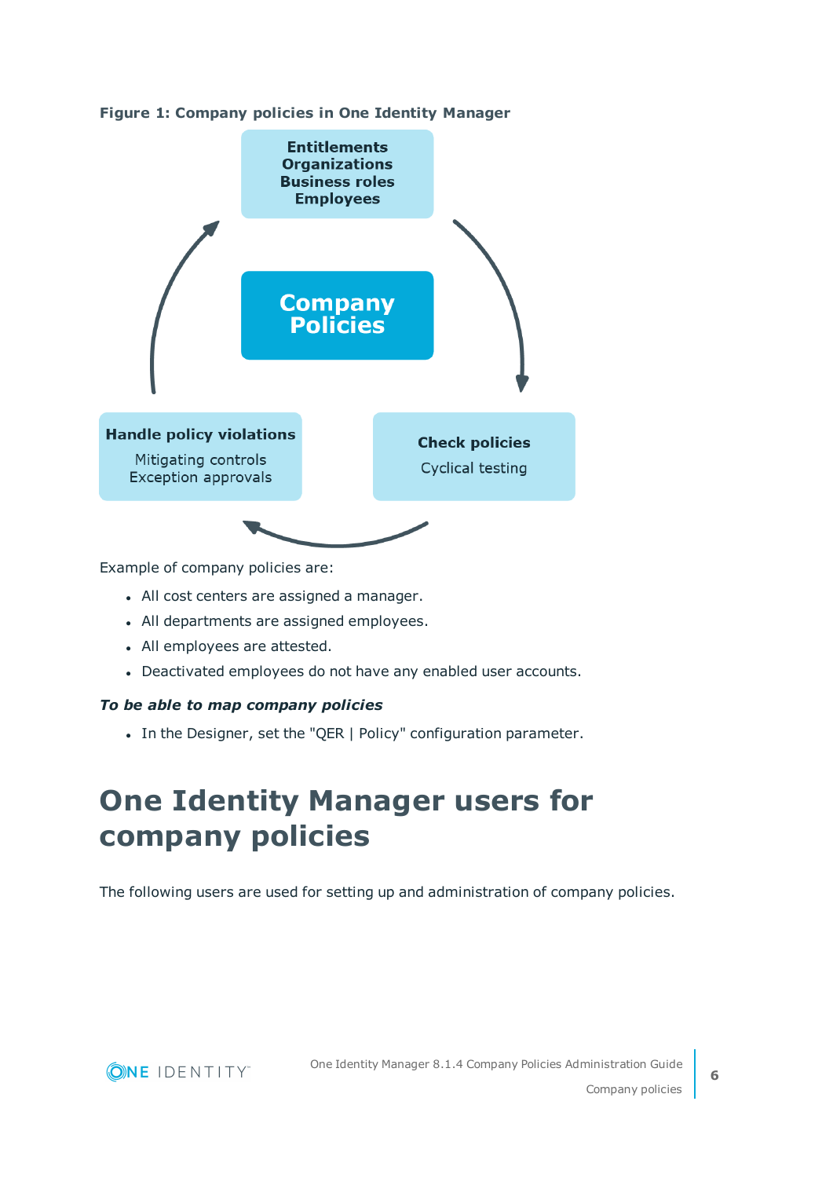**Figure 1: Company policies in One Identity Manager**

Example of company policies are:

- All cost centers are assigned a manager.
- All departments are assigned employees.
- All employees are attested.
- Deactivated employees do not have any enabled user accounts.

***To be able to map company policies***

- In the Designer, set the "QER | Policy" configuration parameter.

# One Identity Manager users for company policies

The following users are used for setting up and administration of company policies.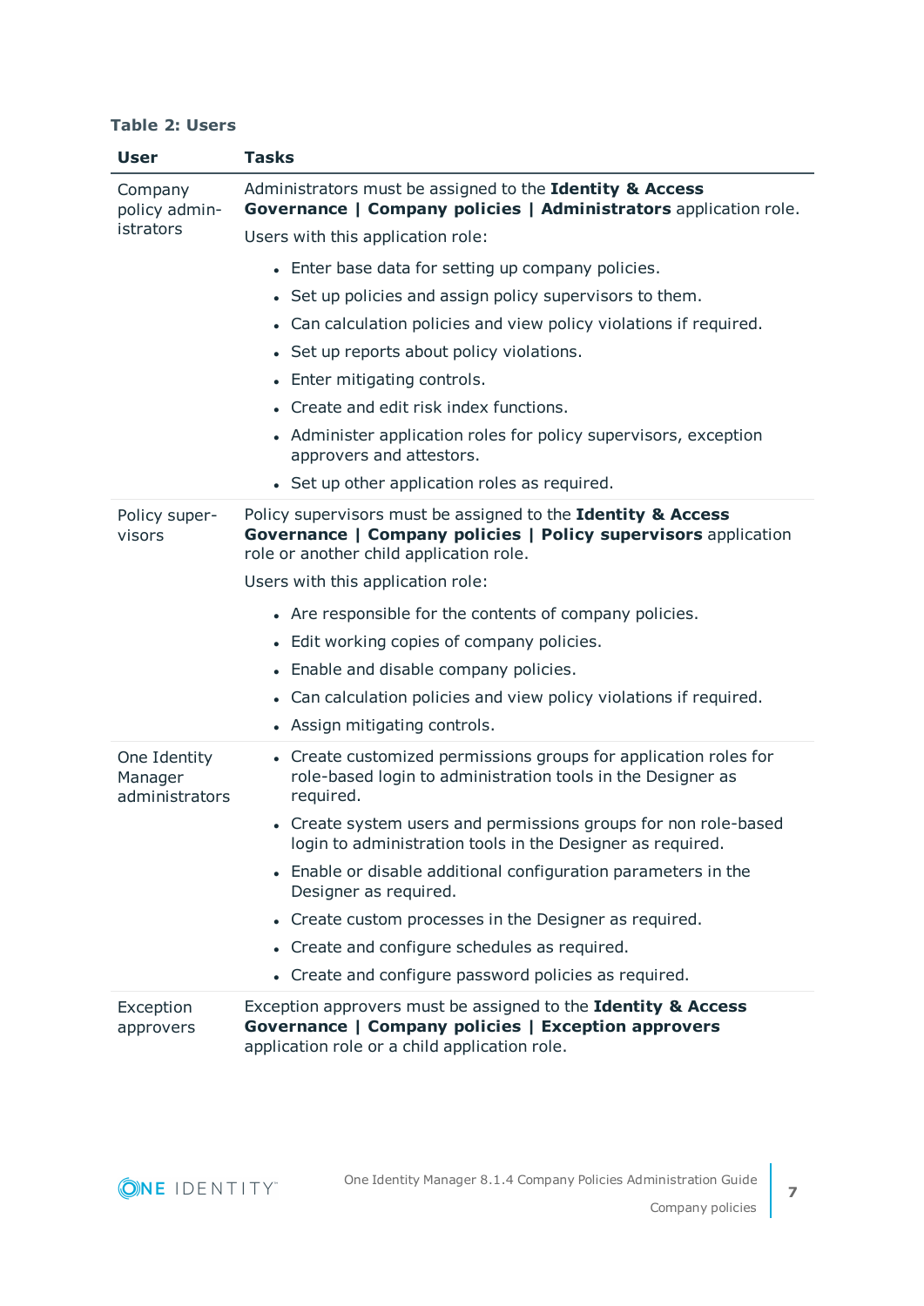**Table 2: Users**

| User | Tasks |
|---|---|
| Company policy administrators | Administrators must be assigned to the **Identity & Access Governance \| Company policies \| Administrators** application role.<br><br>Users with this application role:<br><br>• Enter base data for setting up company policies.<br>• Set up policies and assign policy supervisors to them.<br>• Can calculation policies and view policy violations if required.<br>• Set up reports about policy violations.<br>• Enter mitigating controls.<br>• Create and edit risk index functions.<br>• Administer application roles for policy supervisors, exception approvers and attestors.<br>• Set up other application roles as required. |
| Policy supervisors | Policy supervisors must be assigned to the **Identity & Access Governance \| Company policies \| Policy supervisors** application role or another child application role.<br><br>Users with this application role:<br><br>• Are responsible for the contents of company policies.<br>• Edit working copies of company policies.<br>• Enable and disable company policies.<br>• Can calculation policies and view policy violations if required.<br>• Assign mitigating controls. |
| One Identity Manager administrators | • Create customized permissions groups for application roles for role-based login to administration tools in the Designer as required.<br>• Create system users and permissions groups for non role-based login to administration tools in the Designer as required.<br>• Enable or disable additional configuration parameters in the Designer as required.<br>• Create custom processes in the Designer as required.<br>• Create and configure schedules as required.<br>• Create and configure password policies as required. |
| Exception approvers | Exception approvers must be assigned to the **Identity & Access Governance \| Company policies \| Exception approvers** application role or a child application role. |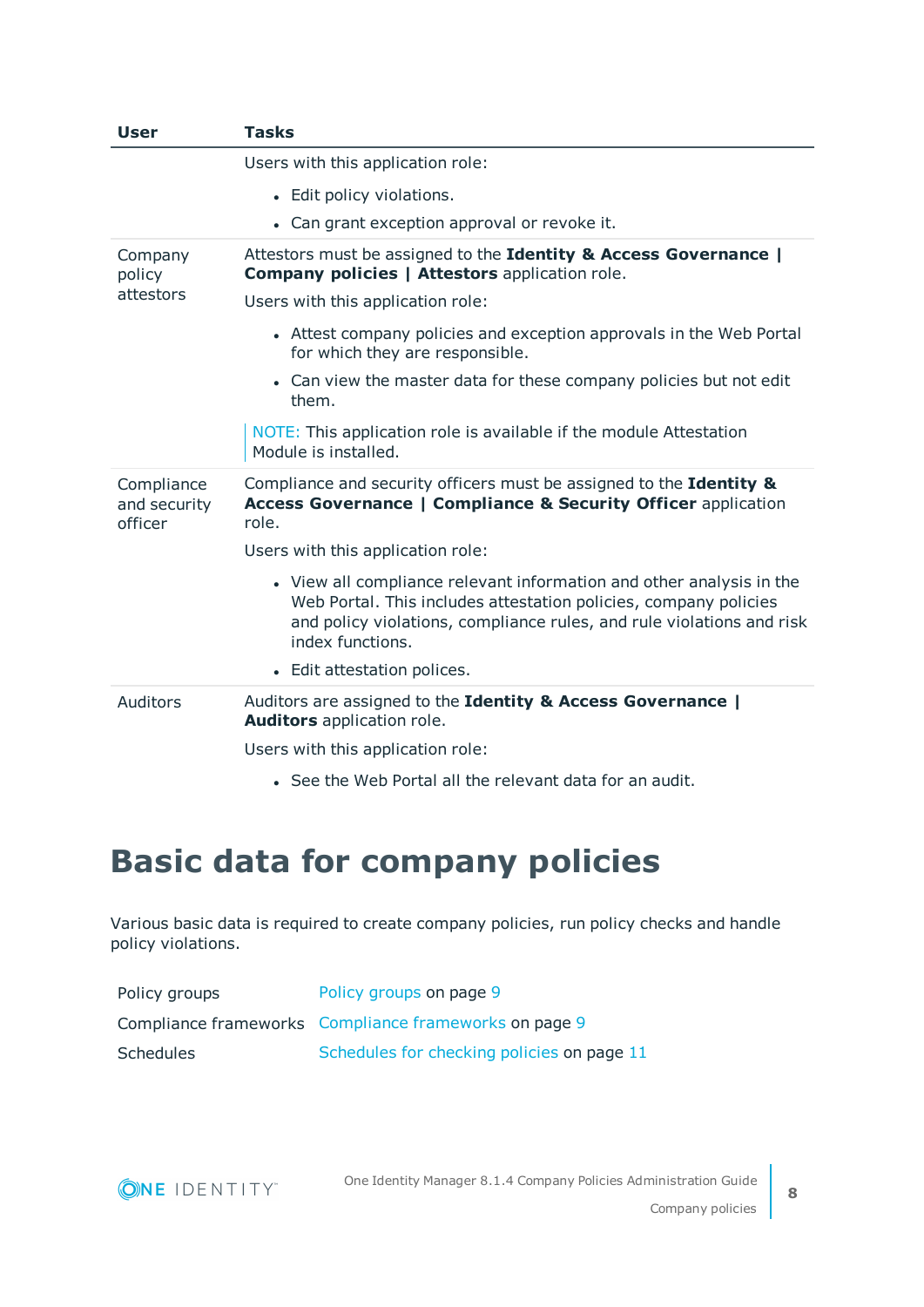| User | Tasks |
|---|---|
| | Users with this application role:<br>• Edit policy violations.<br>• Can grant exception approval or revoke it. |
| Company policy attestors | Attestors must be assigned to the **Identity & Access Governance \| Company policies \| Attestors** application role.<br>Users with this application role:<br>• Attest company policies and exception approvals in the Web Portal for which they are responsible.<br>• Can view the master data for these company policies but not edit them.<br>NOTE: This application role is available if the module Attestation Module is installed. |
| Compliance and security officer | Compliance and security officers must be assigned to the **Identity & Access Governance \| Compliance & Security Officer** application role.<br>Users with this application role:<br>• View all compliance relevant information and other analysis in the Web Portal. This includes attestation policies, company policies and policy violations, compliance rules, and rule violations and risk index functions.<br>• Edit attestation polices. |
| Auditors | Auditors are assigned to the **Identity & Access Governance \| Auditors** application role.<br>Users with this application role:<br>• See the Web Portal all the relevant data for an audit. |

# Basic data for company policies

Various basic data is required to create company policies, run policy checks and handle policy violations.

| | |
|---|---|
| Policy groups | Policy groups on page 9 |
| Compliance frameworks | Compliance frameworks on page 9 |
| Schedules | Schedules for checking policies on page 11 |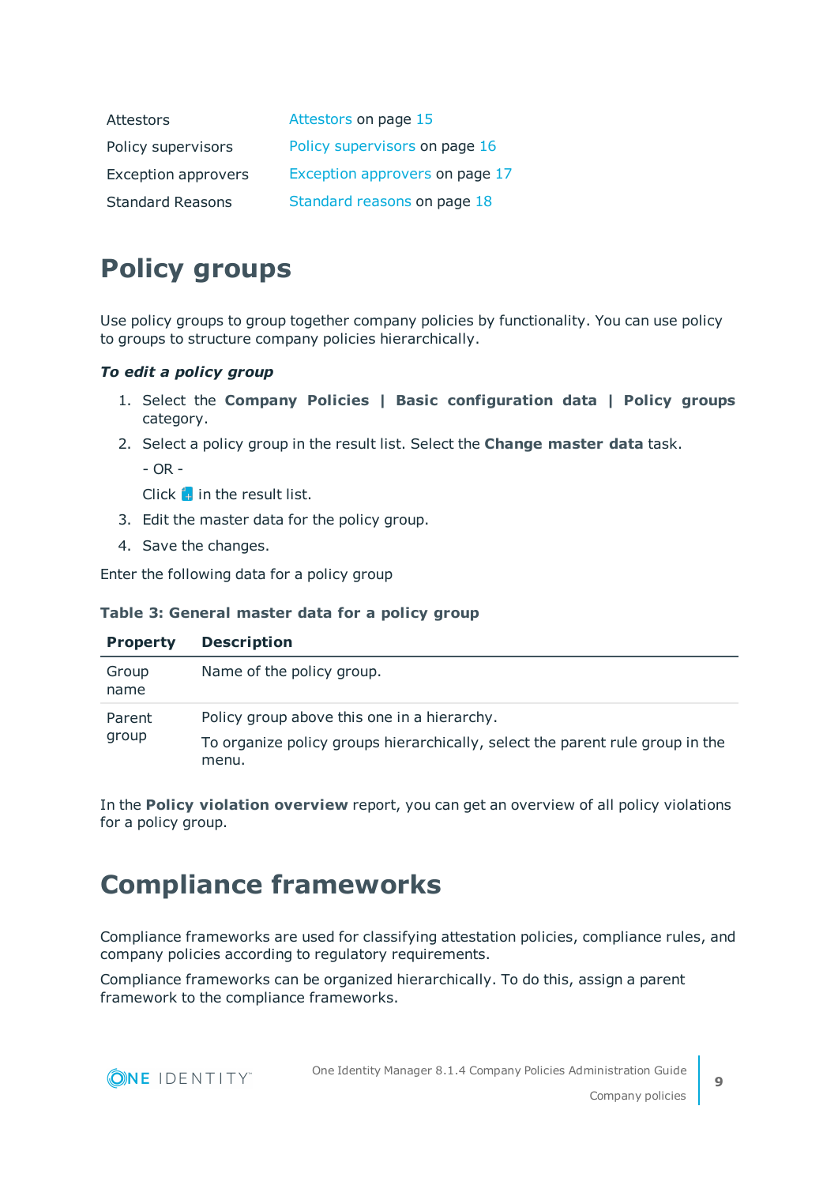| | |
|---|---|
| Attestors | Attestors on page 15 |
| Policy supervisors | Policy supervisors on page 16 |
| Exception approvers | Exception approvers on page 17 |
| Standard Reasons | Standard reasons on page 18 |

# Policy groups

Use policy groups to group together company policies by functionality. You can use policy to groups to structure company policies hierarchically.

***To edit a policy group***

1. Select the **Company Policies | Basic configuration data | Policy groups** category.
2. Select a policy group in the result list. Select the **Change master data** task.

   - OR -

   Click in the result list.
3. Edit the master data for the policy group.
4. Save the changes.

Enter the following data for a policy group

**Table 3: General master data for a policy group**

| Property | Description |
|---|---|
| Group name | Name of the policy group. |
| Parent group | Policy group above this one in a hierarchy.<br>To organize policy groups hierarchically, select the parent rule group in the menu. |

In the **Policy violation overview** report, you can get an overview of all policy violations for a policy group.

# Compliance frameworks

Compliance frameworks are used for classifying attestation policies, compliance rules, and company policies according to regulatory requirements.

Compliance frameworks can be organized hierarchically. To do this, assign a parent framework to the compliance frameworks.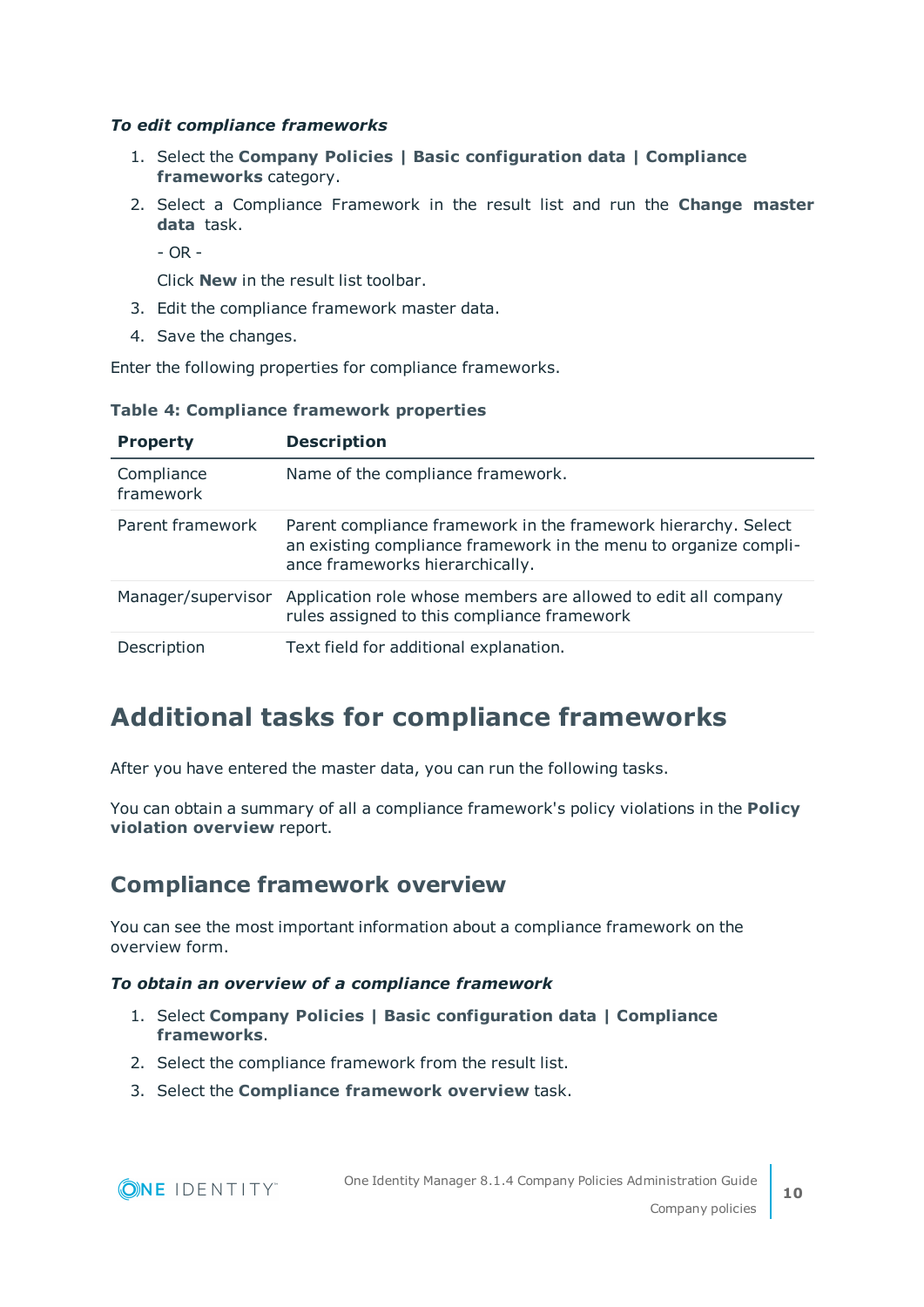***To edit compliance frameworks***

1. Select the **Company Policies | Basic configuration data | Compliance frameworks** category.
2. Select a Compliance Framework in the result list and run the **Change master data** task.

   - OR -

   Click **New** in the result list toolbar.
3. Edit the compliance framework master data.
4. Save the changes.

Enter the following properties for compliance frameworks.

**Table 4: Compliance framework properties**

| **Property** | **Description** |
|---|---|
| Compliance framework | Name of the compliance framework. |
| Parent framework | Parent compliance framework in the framework hierarchy. Select an existing compliance framework in the menu to organize compliance frameworks hierarchically. |
| Manager/supervisor | Application role whose members are allowed to edit all company rules assigned to this compliance framework |
| Description | Text field for additional explanation. |

# Additional tasks for compliance frameworks

After you have entered the master data, you can run the following tasks.

You can obtain a summary of all a compliance framework's policy violations in the **Policy violation overview** report.

## Compliance framework overview

You can see the most important information about a compliance framework on the overview form.

***To obtain an overview of a compliance framework***

1. Select **Company Policies | Basic configuration data | Compliance frameworks**.
2. Select the compliance framework from the result list.
3. Select the **Compliance framework overview** task.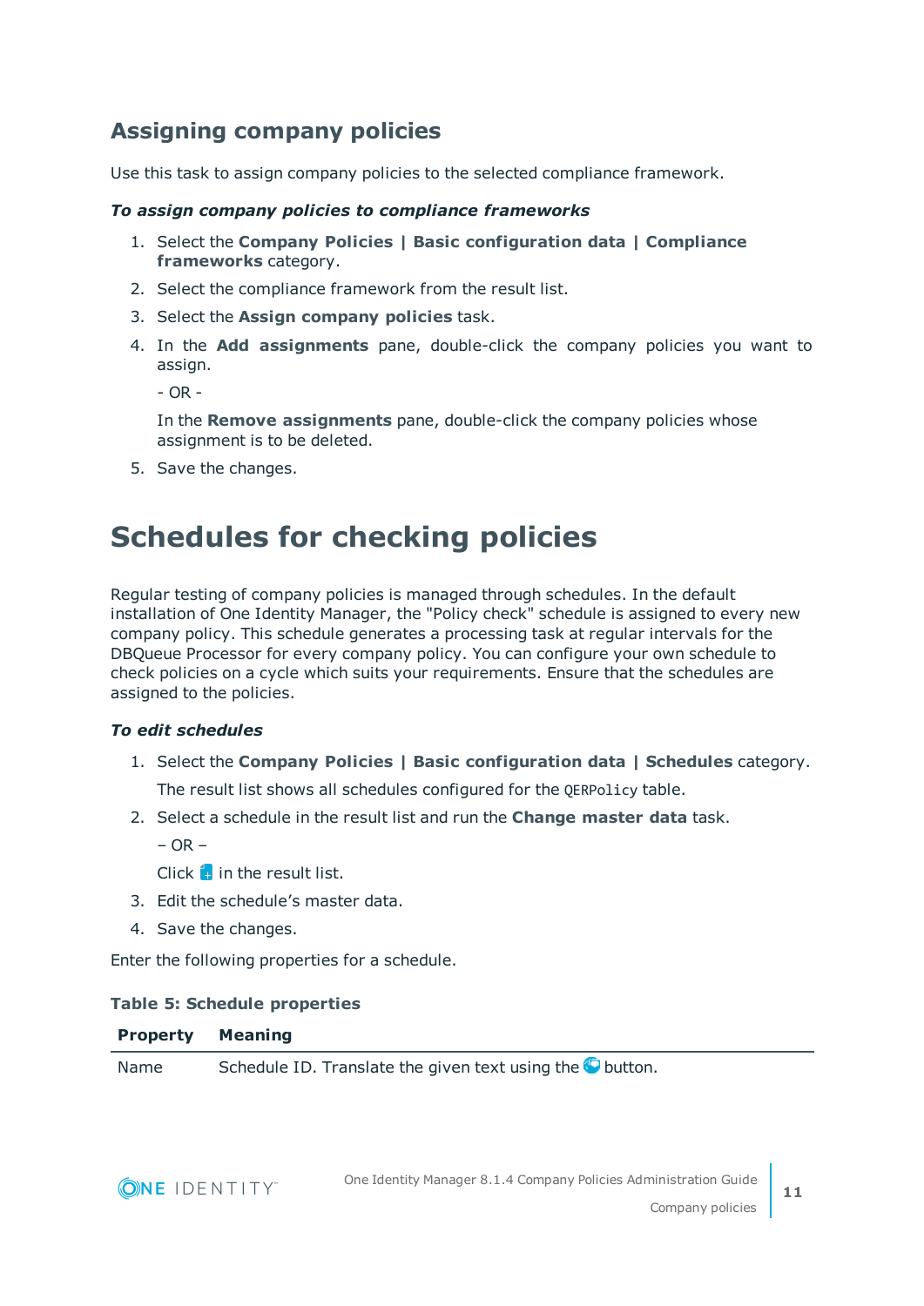### Assigning company policies

Use this task to assign company policies to the selected compliance framework.

***To assign company policies to compliance frameworks***

1. Select the **Company Policies | Basic configuration data | Compliance frameworks** category.
2. Select the compliance framework from the result list.
3. Select the **Assign company policies** task.
4. In the **Add assignments** pane, double-click the company policies you want to assign.

   - OR -

   In the **Remove assignments** pane, double-click the company policies whose assignment is to be deleted.
5. Save the changes.

## Schedules for checking policies

Regular testing of company policies is managed through schedules. In the default installation of One Identity Manager, the "Policy check" schedule is assigned to every new company policy. This schedule generates a processing task at regular intervals for the DBQueue Processor for every company policy. You can configure your own schedule to check policies on a cycle which suits your requirements. Ensure that the schedules are assigned to the policies.

***To edit schedules***

1. Select the **Company Policies | Basic configuration data | Schedules** category.

   The result list shows all schedules configured for the `QERPolicy` table.
2. Select a schedule in the result list and run the **Change master data** task.

   – OR –

   Click  in the result list.
3. Edit the schedule's master data.
4. Save the changes.

Enter the following properties for a schedule.

**Table 5: Schedule properties**

| Property | Meaning |
|---|---|
| Name | Schedule ID. Translate the given text using the  button. |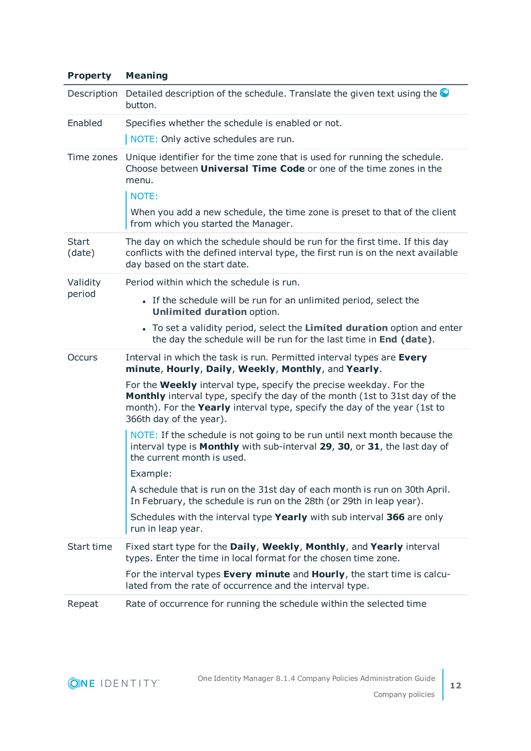| Property | Meaning |
|---|---|
| Description | Detailed description of the schedule. Translate the given text using the button. |
| Enabled | Specifies whether the schedule is enabled or not.<br><br>NOTE: Only active schedules are run. |
| Time zones | Unique identifier for the time zone that is used for running the schedule. Choose between **Universal Time Code** or one of the time zones in the menu.<br><br>NOTE:<br><br>When you add a new schedule, the time zone is preset to that of the client from which you started the Manager. |
| Start (date) | The day on which the schedule should be run for the first time. If this day conflicts with the defined interval type, the first run is on the next available day based on the start date. |
| Validity period | Period within which the schedule is run.<br><br>• If the schedule will be run for an unlimited period, select the **Unlimited duration** option.<br>• To set a validity period, select the **Limited duration** option and enter the day the schedule will be run for the last time in **End (date)**. |
| Occurs | Interval in which the task is run. Permitted interval types are **Every minute**, **Hourly**, **Daily**, **Weekly**, **Monthly**, and **Yearly**.<br><br>For the **Weekly** interval type, specify the precise weekday. For the **Monthly** interval type, specify the day of the month (1st to 31st day of the month). For the **Yearly** interval type, specify the day of the year (1st to 366th day of the year).<br><br>NOTE: If the schedule is not going to be run until next month because the interval type is **Monthly** with sub-interval **29**, **30**, or **31**, the last day of the current month is used.<br><br>Example:<br><br>A schedule that is run on the 31st day of each month is run on 30th April. In February, the schedule is run on the 28th (or 29th in leap year).<br><br>Schedules with the interval type **Yearly** with sub interval **366** are only run in leap year. |
| Start time | Fixed start type for the **Daily**, **Weekly**, **Monthly**, and **Yearly** interval types. Enter the time in local format for the chosen time zone.<br><br>For the interval types **Every minute** and **Hourly**, the start time is calculated from the rate of occurrence and the interval type. |
| Repeat | Rate of occurrence for running the schedule within the selected time |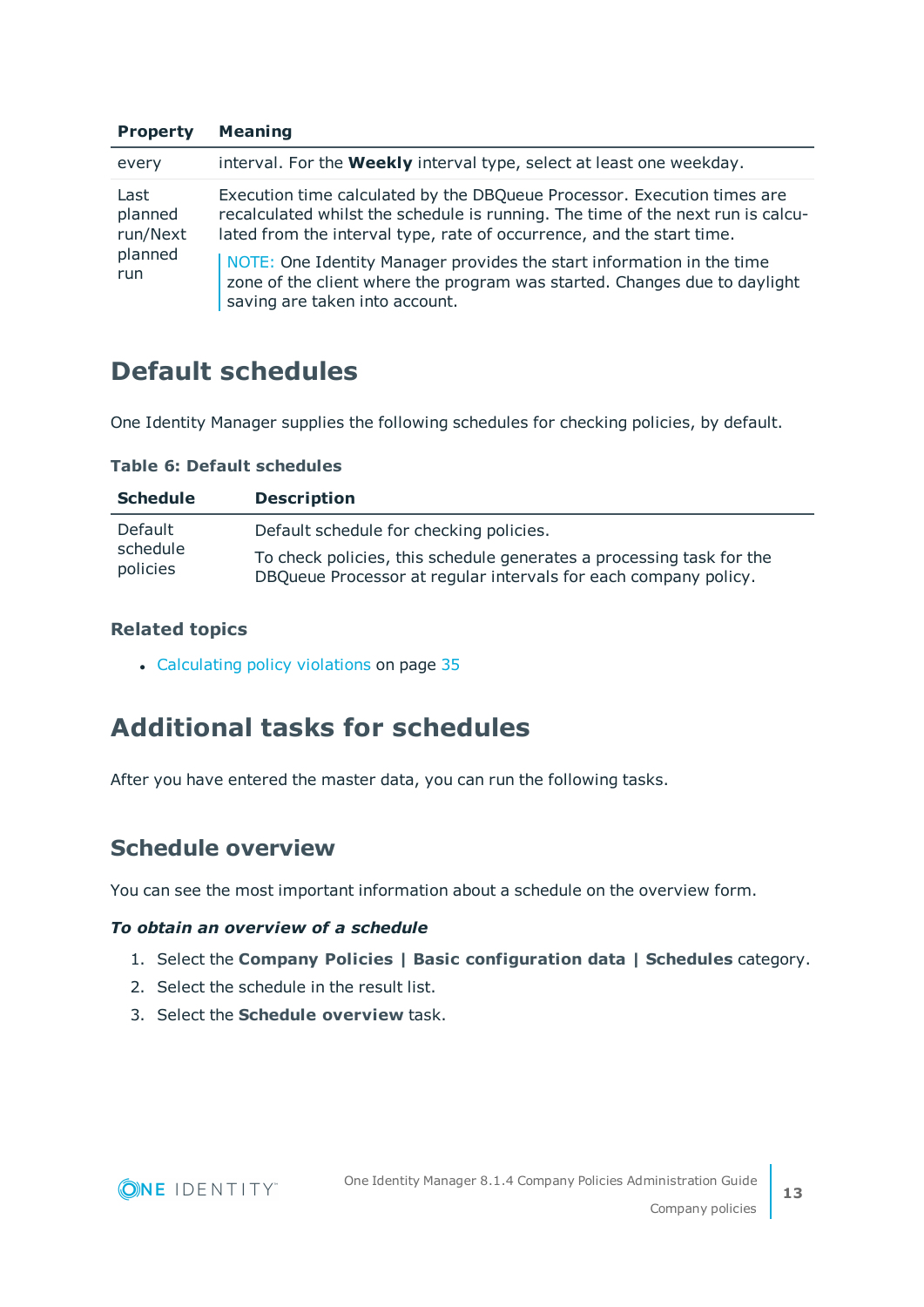| Property | Meaning |
| --- | --- |
| every | interval. For the **Weekly** interval type, select at least one weekday. |
| Last planned run/Next planned run | Execution time calculated by the DBQueue Processor. Execution times are recalculated whilst the schedule is running. The time of the next run is calculated from the interval type, rate of occurrence, and the start time.<br><br>NOTE: One Identity Manager provides the start information in the time zone of the client where the program was started. Changes due to daylight saving are taken into account. |

## Default schedules

One Identity Manager supplies the following schedules for checking policies, by default.

**Table 6: Default schedules**

| Schedule | Description |
| --- | --- |
| Default schedule policies | Default schedule for checking policies.<br><br>To check policies, this schedule generates a processing task for the DBQueue Processor at regular intervals for each company policy. |

### Related topics

- Calculating policy violations on page 35

## Additional tasks for schedules

After you have entered the master data, you can run the following tasks.

### Schedule overview

You can see the most important information about a schedule on the overview form.

***To obtain an overview of a schedule***

1. Select the **Company Policies | Basic configuration data | Schedules** category.
2. Select the schedule in the result list.
3. Select the **Schedule overview** task.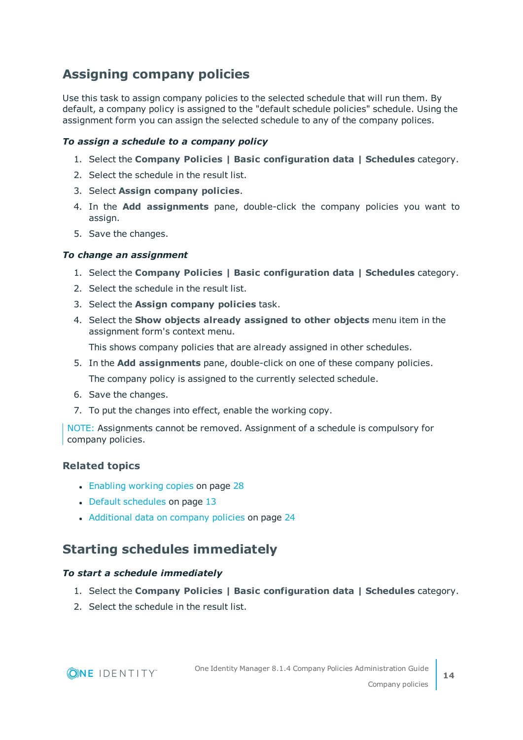## Assigning company policies

Use this task to assign company policies to the selected schedule that will run them. By default, a company policy is assigned to the "default schedule policies" schedule. Using the assignment form you can assign the selected schedule to any of the company polices.

***To assign a schedule to a company policy***

1. Select the **Company Policies | Basic configuration data | Schedules** category.
2. Select the schedule in the result list.
3. Select **Assign company policies**.
4. In the **Add assignments** pane, double-click the company policies you want to assign.
5. Save the changes.

***To change an assignment***

1. Select the **Company Policies | Basic configuration data | Schedules** category.
2. Select the schedule in the result list.
3. Select the **Assign company policies** task.
4. Select the **Show objects already assigned to other objects** menu item in the assignment form's context menu.

   This shows company policies that are already assigned in other schedules.
5. In the **Add assignments** pane, double-click on one of these company policies.

   The company policy is assigned to the currently selected schedule.
6. Save the changes.
7. To put the changes into effect, enable the working copy.

NOTE: Assignments cannot be removed. Assignment of a schedule is compulsory for company policies.

### Related topics

- Enabling working copies on page 28
- Default schedules on page 13
- Additional data on company policies on page 24

## Starting schedules immediately

***To start a schedule immediately***

1. Select the **Company Policies | Basic configuration data | Schedules** category.
2. Select the schedule in the result list.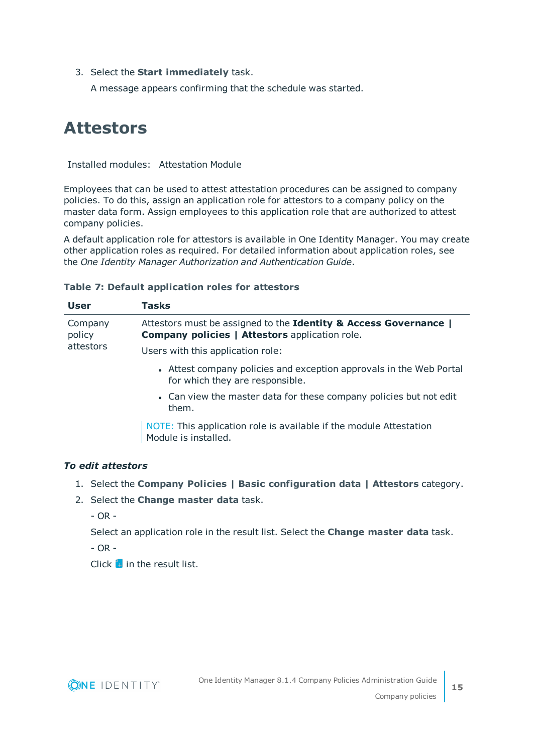3. Select the **Start immediately** task.

   A message appears confirming that the schedule was started.

# Attestors

Installed modules: Attestation Module

Employees that can be used to attest attestation procedures can be assigned to company policies. To do this, assign an application role for attestors to a company policy on the master data form. Assign employees to this application role that are authorized to attest company policies.

A default application role for attestors is available in One Identity Manager. You may create other application roles as required. For detailed information about application roles, see the *One Identity Manager Authorization and Authentication Guide*.

**Table 7: Default application roles for attestors**

| User | Tasks |
|---|---|
| Company policy attestors | Attestors must be assigned to the **Identity & Access Governance \| Company policies \| Attestors** application role.<br><br>Users with this application role:<br><br>• Attest company policies and exception approvals in the Web Portal for which they are responsible.<br>• Can view the master data for these company policies but not edit them.<br><br>NOTE: This application role is available if the module Attestation Module is installed. |

***To edit attestors***

1. Select the **Company Policies | Basic configuration data | Attestors** category.
2. Select the **Change master data** task.

   - OR -

   Select an application role in the result list. Select the **Change master data** task.

   - OR -

   Click in the result list.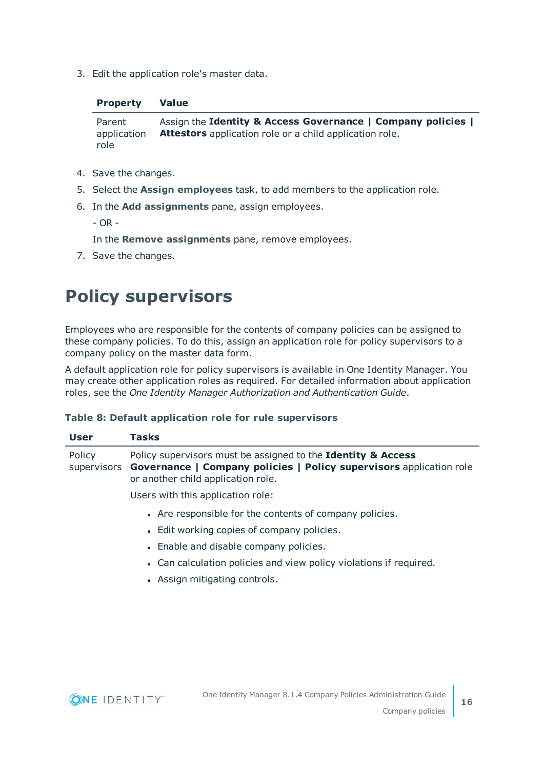3. Edit the application role's master data.

| Property | Value |
|---|---|
| Parent application role | Assign the **Identity & Access Governance \| Company policies \| Attestors** application role or a child application role. |

4. Save the changes.
5. Select the **Assign employees** task, to add members to the application role.
6. In the **Add assignments** pane, assign employees.

   - OR -

   In the **Remove assignments** pane, remove employees.
7. Save the changes.

# Policy supervisors

Employees who are responsible for the contents of company policies can be assigned to these company policies. To do this, assign an application role for policy supervisors to a company policy on the master data form.

A default application role for policy supervisors is available in One Identity Manager. You may create other application roles as required. For detailed information about application roles, see the *One Identity Manager Authorization and Authentication Guide*.

**Table 8: Default application role for rule supervisors**

| User | Tasks |
|---|---|
| Policy supervisors | Policy supervisors must be assigned to the **Identity & Access Governance \| Company policies \| Policy supervisors** application role or another child application role.<br><br>Users with this application role:<br><br>• Are responsible for the contents of company policies.<br>• Edit working copies of company policies.<br>• Enable and disable company policies.<br>• Can calculation policies and view policy violations if required.<br>• Assign mitigating controls. |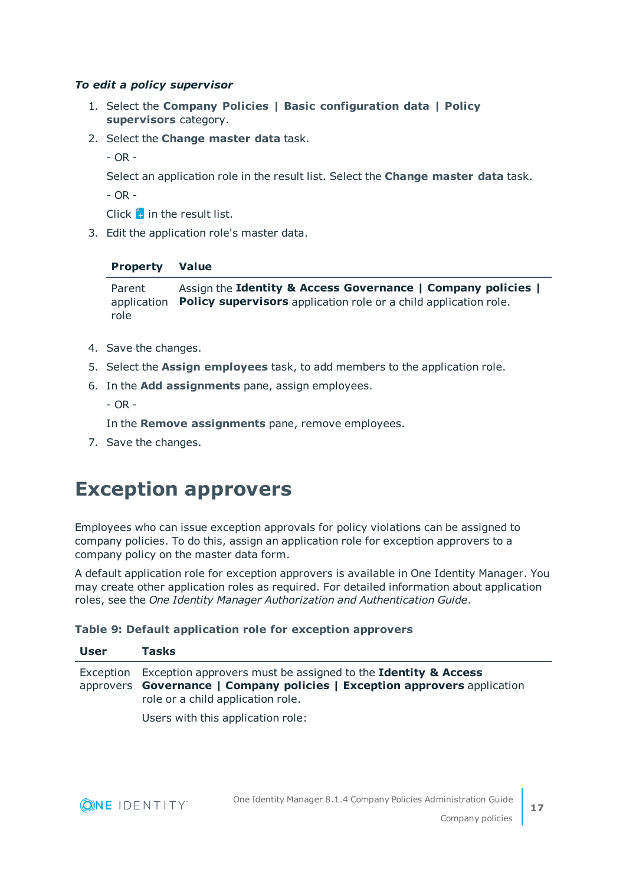***To edit a policy supervisor***

1. Select the **Company Policies | Basic configuration data | Policy supervisors** category.
2. Select the **Change master data** task.

   - OR -

   Select an application role in the result list. Select the **Change master data** task.

   - OR -

   Click  in the result list.
3. Edit the application role's master data.

| Property | Value |
|---|---|
| Parent application role | Assign the **Identity & Access Governance | Company policies | Policy supervisors** application role or a child application role. |

4. Save the changes.
5. Select the **Assign employees** task, to add members to the application role.
6. In the **Add assignments** pane, assign employees.

   - OR -

   In the **Remove assignments** pane, remove employees.
7. Save the changes.

# Exception approvers

Employees who can issue exception approvals for policy violations can be assigned to company policies. To do this, assign an application role for exception approvers to a company policy on the master data form.

A default application role for exception approvers is available in One Identity Manager. You may create other application roles as required. For detailed information about application roles, see the *One Identity Manager Authorization and Authentication Guide*.

**Table 9: Default application role for exception approvers**

| User | Tasks |
|---|---|
| Exception approvers | Exception approvers must be assigned to the **Identity & Access Governance | Company policies | Exception approvers** application role or a child application role.<br><br>Users with this application role: |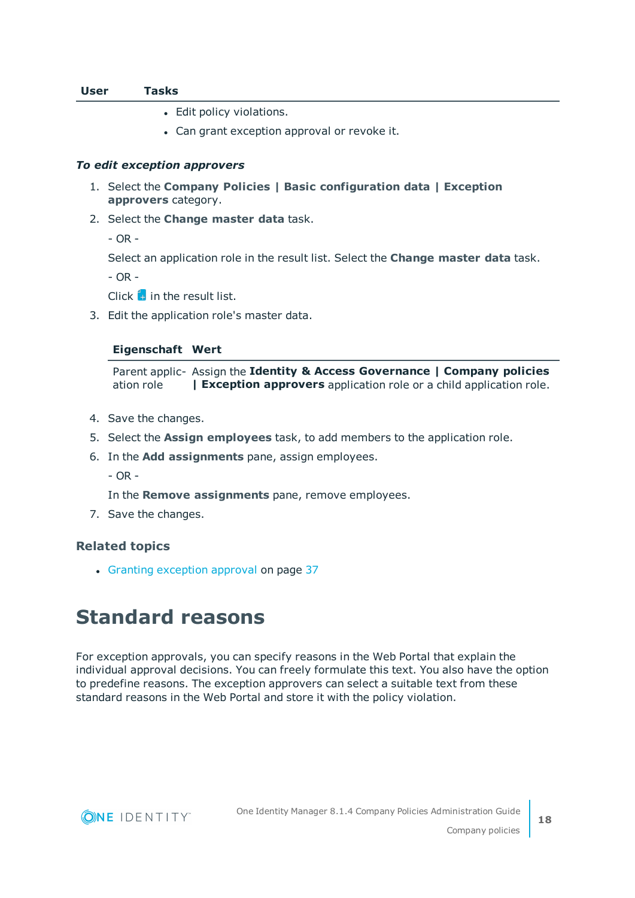| User | Tasks |
| --- | --- |
| | • Edit policy violations.<br>• Can grant exception approval or revoke it. |

***To edit exception approvers***

1. Select the **Company Policies | Basic configuration data | Exception approvers** category.
2. Select the **Change master data** task.

   - OR -

   Select an application role in the result list. Select the **Change master data** task.

   - OR -

   Click  in the result list.
3. Edit the application role's master data.

   | Eigenschaft | Wert |
   | --- | --- |
   | Parent application role | Assign the **Identity & Access Governance \| Company policies \| Exception approvers** application role or a child application role. |

4. Save the changes.
5. Select the **Assign employees** task, to add members to the application role.
6. In the **Add assignments** pane, assign employees.

   - OR -

   In the **Remove assignments** pane, remove employees.
7. Save the changes.

### Related topics

- Granting exception approval on page 37

# Standard reasons

For exception approvals, you can specify reasons in the Web Portal that explain the individual approval decisions. You can freely formulate this text. You also have the option to predefine reasons. The exception approvers can select a suitable text from these standard reasons in the Web Portal and store it with the policy violation.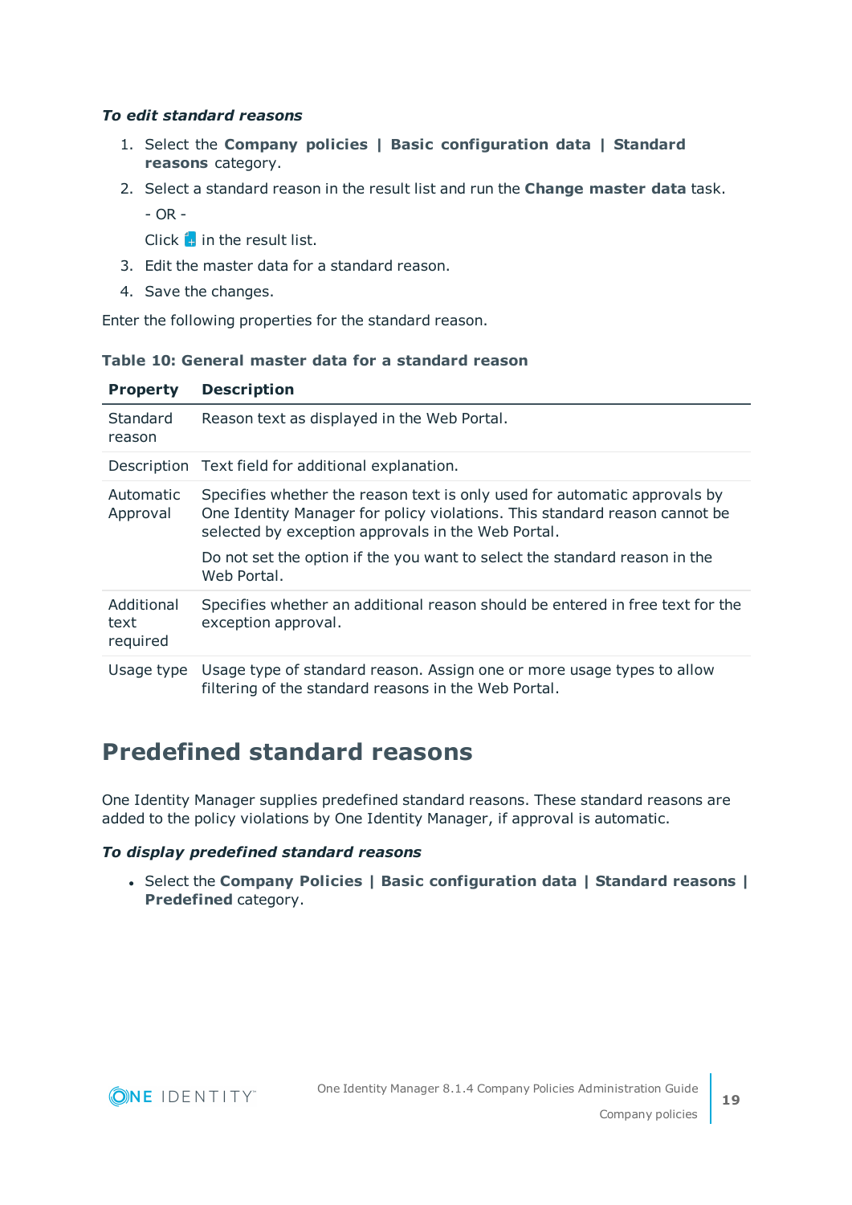*To edit standard reasons*

1. Select the **Company policies | Basic configuration data | Standard reasons** category.
2. Select a standard reason in the result list and run the **Change master data** task.

   - OR -

   Click in the result list.
3. Edit the master data for a standard reason.
4. Save the changes.

Enter the following properties for the standard reason.

**Table 10: General master data for a standard reason**

| Property | Description |
|---|---|
| Standard reason | Reason text as displayed in the Web Portal. |
| Description | Text field for additional explanation. |
| Automatic Approval | Specifies whether the reason text is only used for automatic approvals by One Identity Manager for policy violations. This standard reason cannot be selected by exception approvals in the Web Portal.<br><br>Do not set the option if the you want to select the standard reason in the Web Portal. |
| Additional text required | Specifies whether an additional reason should be entered in free text for the exception approval. |
| Usage type | Usage type of standard reason. Assign one or more usage types to allow filtering of the standard reasons in the Web Portal. |

## Predefined standard reasons

One Identity Manager supplies predefined standard reasons. These standard reasons are added to the policy violations by One Identity Manager, if approval is automatic.

*To display predefined standard reasons*

- Select the **Company Policies | Basic configuration data | Standard reasons | Predefined** category.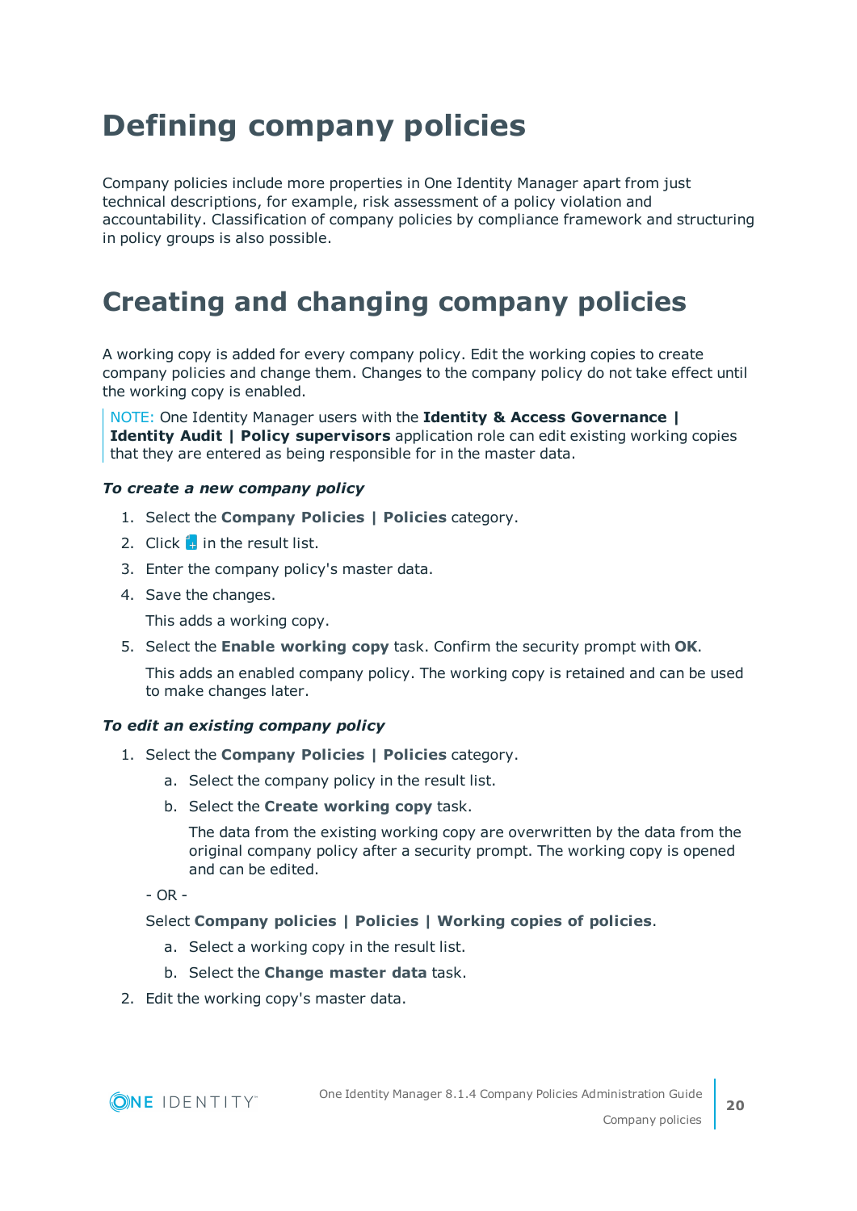# Defining company policies

Company policies include more properties in One Identity Manager apart from just technical descriptions, for example, risk assessment of a policy violation and accountability. Classification of company policies by compliance framework and structuring in policy groups is also possible.

# Creating and changing company policies

A working copy is added for every company policy. Edit the working copies to create company policies and change them. Changes to the company policy do not take effect until the working copy is enabled.

NOTE: One Identity Manager users with the **Identity & Access Governance | Identity Audit | Policy supervisors** application role can edit existing working copies that they are entered as being responsible for in the master data.

***To create a new company policy***

1. Select the **Company Policies | Policies** category.
2. Click  in the result list.
3. Enter the company policy's master data.
4. Save the changes.

   This adds a working copy.
5. Select the **Enable working copy** task. Confirm the security prompt with **OK**.

   This adds an enabled company policy. The working copy is retained and can be used to make changes later.

***To edit an existing company policy***

1. Select the **Company Policies | Policies** category.
   a. Select the company policy in the result list.
   b. Select the **Create working copy** task.

      The data from the existing working copy are overwritten by the data from the original company policy after a security prompt. The working copy is opened and can be edited.

   - OR -

   Select **Company policies | Policies | Working copies of policies**.
   a. Select a working copy in the result list.
   b. Select the **Change master data** task.
2. Edit the working copy's master data.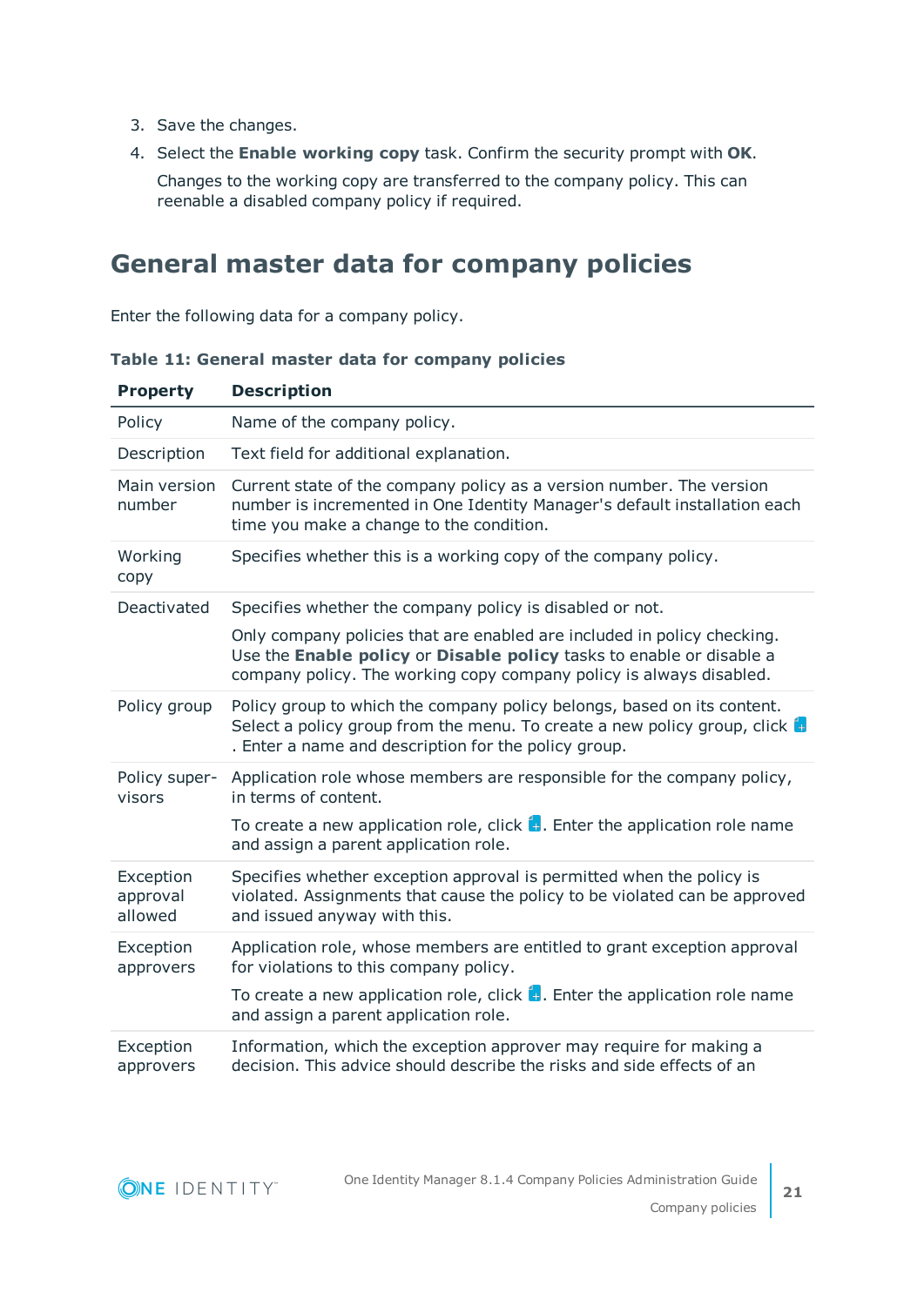3. Save the changes.
4. Select the **Enable working copy** task. Confirm the security prompt with **OK**.

   Changes to the working copy are transferred to the company policy. This can reenable a disabled company policy if required.

## General master data for company policies

Enter the following data for a company policy.

**Table 11: General master data for company policies**

| Property | Description |
|---|---|
| Policy | Name of the company policy. |
| Description | Text field for additional explanation. |
| Main version number | Current state of the company policy as a version number. The version number is incremented in One Identity Manager's default installation each time you make a change to the condition. |
| Working copy | Specifies whether this is a working copy of the company policy. |
| Deactivated | Specifies whether the company policy is disabled or not.<br><br>Only company policies that are enabled are included in policy checking. Use the **Enable policy** or **Disable policy** tasks to enable or disable a company policy. The working copy company policy is always disabled. |
| Policy group | Policy group to which the company policy belongs, based on its content. Select a policy group from the menu. To create a new policy group, click . Enter a name and description for the policy group. |
| Policy supervisors | Application role whose members are responsible for the company policy, in terms of content.<br><br>To create a new application role, click . Enter the application role name and assign a parent application role. |
| Exception approval allowed | Specifies whether exception approval is permitted when the policy is violated. Assignments that cause the policy to be violated can be approved and issued anyway with this. |
| Exception approvers | Application role, whose members are entitled to grant exception approval for violations to this company policy.<br><br>To create a new application role, click . Enter the application role name and assign a parent application role. |
| Exception approvers | Information, which the exception approver may require for making a decision. This advice should describe the risks and side effects of an |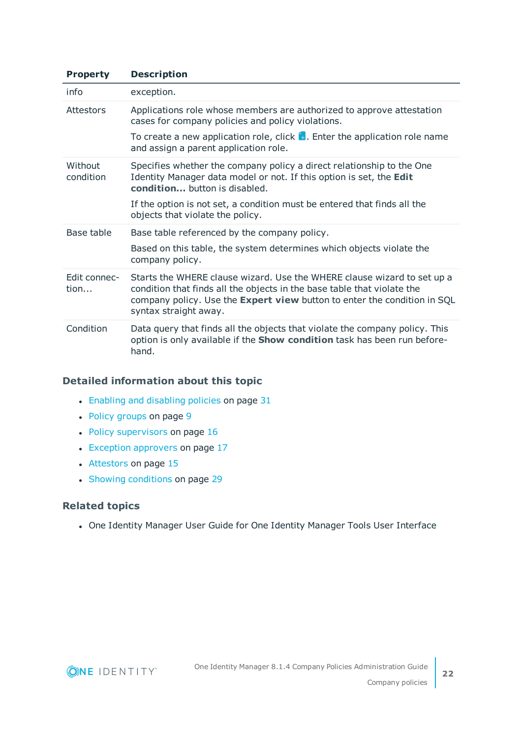| Property | Description |
|---|---|
| info | exception. |
| Attestors | Applications role whose members are authorized to approve attestation cases for company policies and policy violations.<br><br>To create a new application role, click . Enter the application role name and assign a parent application role. |
| Without condition | Specifies whether the company policy a direct relationship to the One Identity Manager data model or not. If this option is set, the **Edit condition...** button is disabled.<br><br>If the option is not set, a condition must be entered that finds all the objects that violate the policy. |
| Base table | Base table referenced by the company policy.<br><br>Based on this table, the system determines which objects violate the company policy. |
| Edit connection... | Starts the WHERE clause wizard. Use the WHERE clause wizard to set up a condition that finds all the objects in the base table that violate the company policy. Use the **Expert view** button to enter the condition in SQL syntax straight away. |
| Condition | Data query that finds all the objects that violate the company policy. This option is only available if the **Show condition** task has been run beforehand. |

### Detailed information about this topic

- Enabling and disabling policies on page 31
- Policy groups on page 9
- Policy supervisors on page 16
- Exception approvers on page 17
- Attestors on page 15
- Showing conditions on page 29

### Related topics

- One Identity Manager User Guide for One Identity Manager Tools User Interface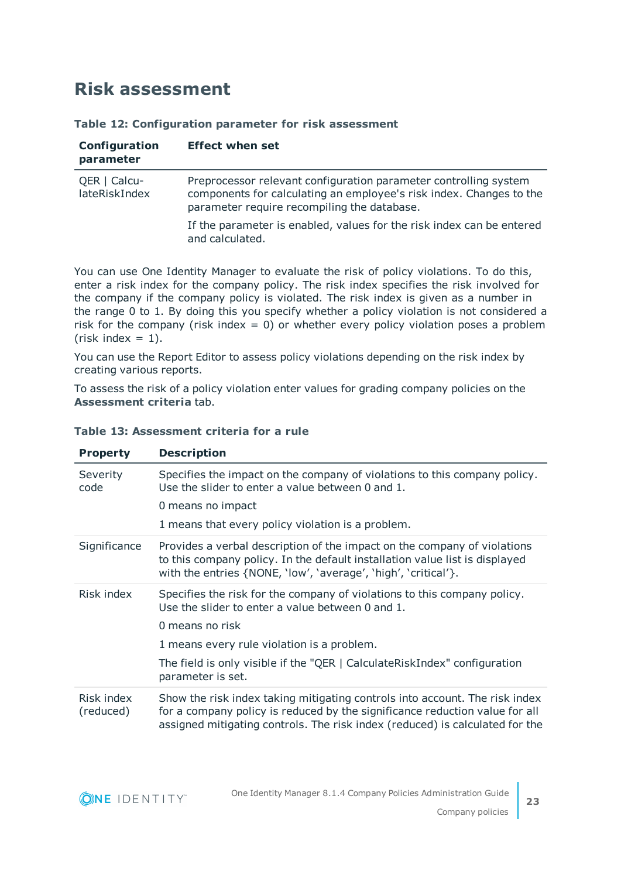# Risk assessment

**Table 12: Configuration parameter for risk assessment**

| Configuration parameter | Effect when set |
|---|---|
| QER \| CalculateRiskIndex | Preprocessor relevant configuration parameter controlling system components for calculating an employee's risk index. Changes to the parameter require recompiling the database.<br><br>If the parameter is enabled, values for the risk index can be entered and calculated. |

You can use One Identity Manager to evaluate the risk of policy violations. To do this, enter a risk index for the company policy. The risk index specifies the risk involved for the company if the company policy is violated. The risk index is given as a number in the range 0 to 1. By doing this you specify whether a policy violation is not considered a risk for the company (risk index = 0) or whether every policy violation poses a problem (risk index = 1).

You can use the Report Editor to assess policy violations depending on the risk index by creating various reports.

To assess the risk of a policy violation enter values for grading company policies on the **Assessment criteria** tab.

**Table 13: Assessment criteria for a rule**

| Property | Description |
|---|---|
| Severity code | Specifies the impact on the company of violations to this company policy. Use the slider to enter a value between 0 and 1.<br><br>0 means no impact<br><br>1 means that every policy violation is a problem. |
| Significance | Provides a verbal description of the impact on the company of violations to this company policy. In the default installation value list is displayed with the entries {NONE, 'low', 'average', 'high', 'critical'}. |
| Risk index | Specifies the risk for the company of violations to this company policy. Use the slider to enter a value between 0 and 1.<br><br>0 means no risk<br><br>1 means every rule violation is a problem.<br><br>The field is only visible if the "QER \| CalculateRiskIndex" configuration parameter is set. |
| Risk index (reduced) | Show the risk index taking mitigating controls into account. The risk index for a company policy is reduced by the significance reduction value for all assigned mitigating controls. The risk index (reduced) is calculated for the |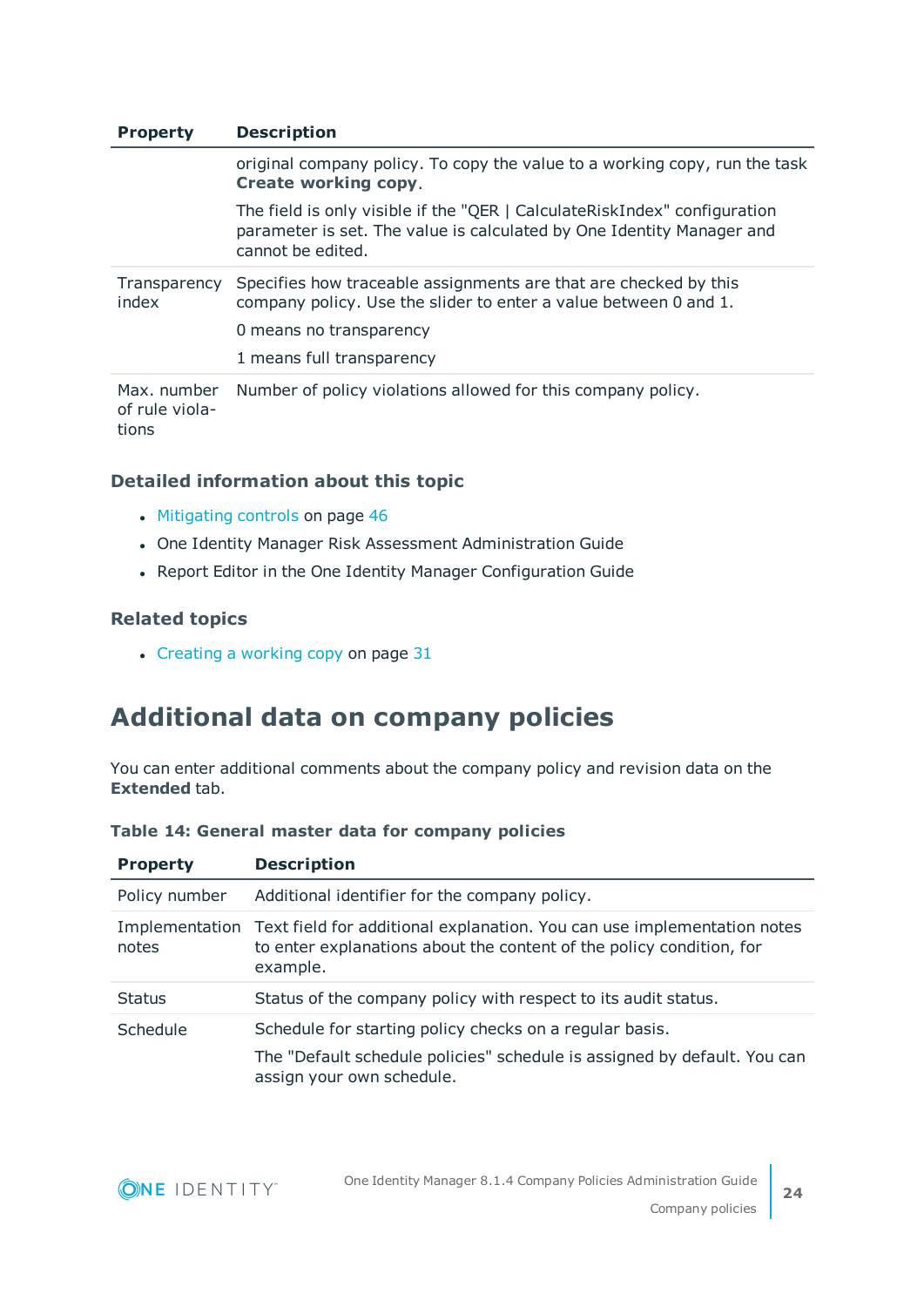| Property | Description |
|---|---|
| | original company policy. To copy the value to a working copy, run the task **Create working copy**.<br><br>The field is only visible if the "QER \| CalculateRiskIndex" configuration parameter is set. The value is calculated by One Identity Manager and cannot be edited. |
| Transparency index | Specifies how traceable assignments are that are checked by this company policy. Use the slider to enter a value between 0 and 1.<br><br>0 means no transparency<br><br>1 means full transparency |
| Max. number of rule violations | Number of policy violations allowed for this company policy. |

### Detailed information about this topic

- Mitigating controls on page 46
- One Identity Manager Risk Assessment Administration Guide
- Report Editor in the One Identity Manager Configuration Guide

### Related topics

- Creating a working copy on page 31

## Additional data on company policies

You can enter additional comments about the company policy and revision data on the **Extended** tab.

**Table 14: General master data for company policies**

| Property | Description |
|---|---|
| Policy number | Additional identifier for the company policy. |
| Implementation notes | Text field for additional explanation. You can use implementation notes to enter explanations about the content of the policy condition, for example. |
| Status | Status of the company policy with respect to its audit status. |
| Schedule | Schedule for starting policy checks on a regular basis.<br><br>The "Default schedule policies" schedule is assigned by default. You can assign your own schedule. |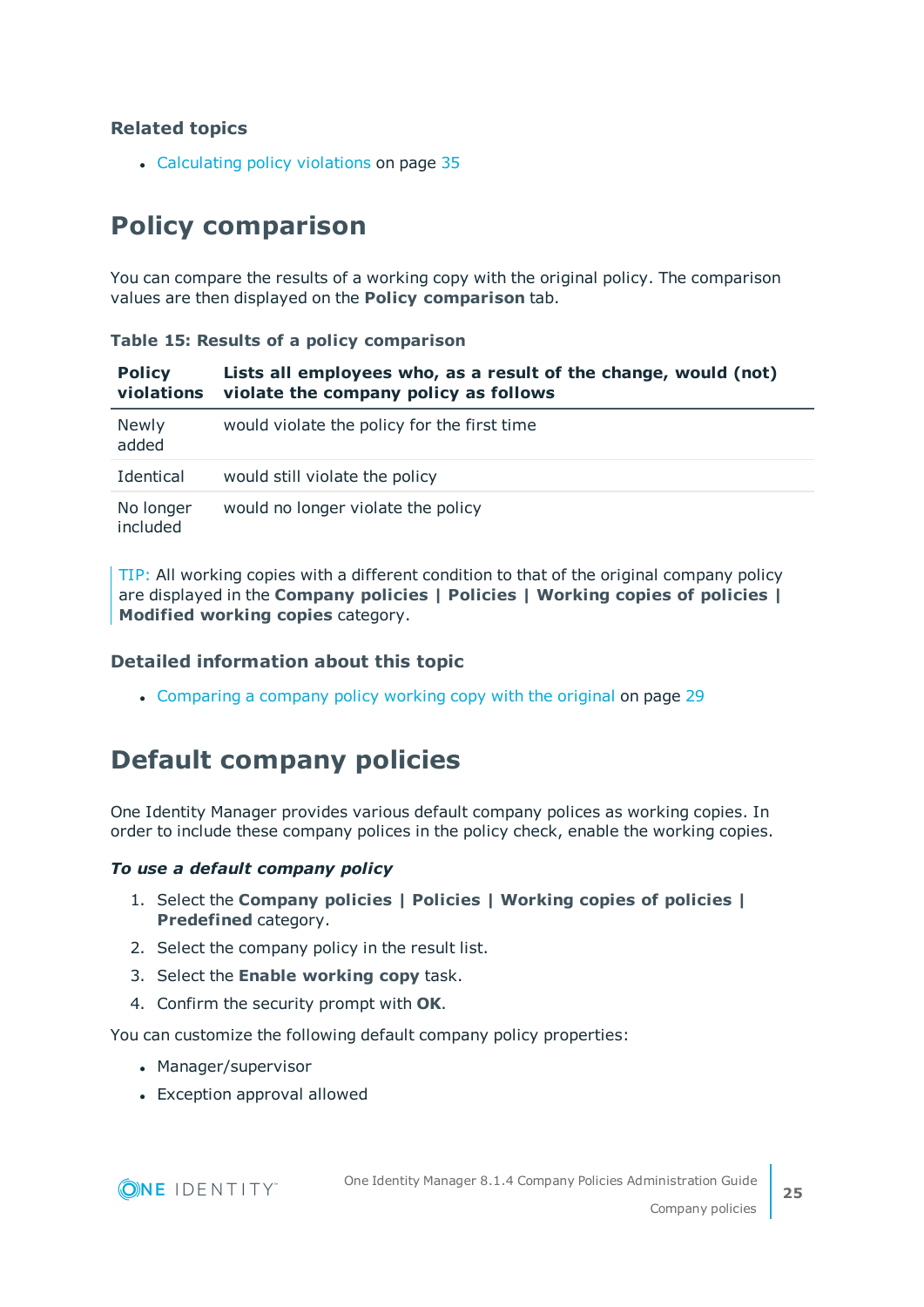### Related topics

- Calculating policy violations on page 35

## Policy comparison

You can compare the results of a working copy with the original policy. The comparison values are then displayed on the **Policy comparison** tab.

**Table 15: Results of a policy comparison**

| Policy violations | Lists all employees who, as a result of the change, would (not) violate the company policy as follows |
|---|---|
| Newly added | would violate the policy for the first time |
| Identical | would still violate the policy |
| No longer included | would no longer violate the policy |

TIP: All working copies with a different condition to that of the original company policy are displayed in the **Company policies | Policies | Working copies of policies | Modified working copies** category.

### Detailed information about this topic

- Comparing a company policy working copy with the original on page 29

## Default company policies

One Identity Manager provides various default company polices as working copies. In order to include these company polices in the policy check, enable the working copies.

***To use a default company policy***

1. Select the **Company policies | Policies | Working copies of policies | Predefined** category.
2. Select the company policy in the result list.
3. Select the **Enable working copy** task.
4. Confirm the security prompt with **OK**.

You can customize the following default company policy properties:

- Manager/supervisor
- Exception approval allowed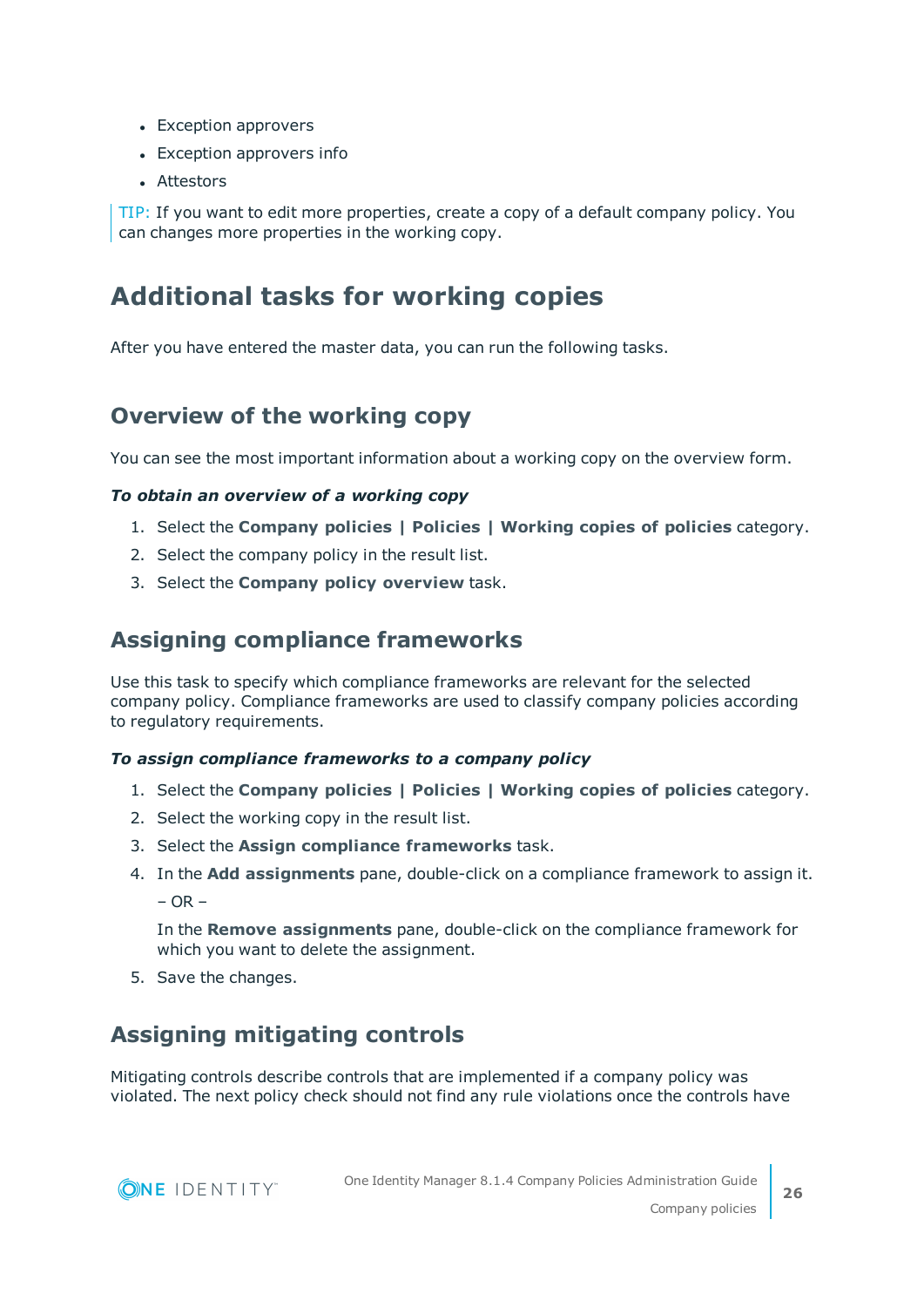- Exception approvers
- Exception approvers info
- Attestors

TIP: If you want to edit more properties, create a copy of a default company policy. You can changes more properties in the working copy.

## Additional tasks for working copies

After you have entered the master data, you can run the following tasks.

### Overview of the working copy

You can see the most important information about a working copy on the overview form.

***To obtain an overview of a working copy***

1. Select the **Company policies | Policies | Working copies of policies** category.
2. Select the company policy in the result list.
3. Select the **Company policy overview** task.

### Assigning compliance frameworks

Use this task to specify which compliance frameworks are relevant for the selected company policy. Compliance frameworks are used to classify company policies according to regulatory requirements.

***To assign compliance frameworks to a company policy***

1. Select the **Company policies | Policies | Working copies of policies** category.
2. Select the working copy in the result list.
3. Select the **Assign compliance frameworks** task.
4. In the **Add assignments** pane, double-click on a compliance framework to assign it.

   – OR –

   In the **Remove assignments** pane, double-click on the compliance framework for which you want to delete the assignment.
5. Save the changes.

### Assigning mitigating controls

Mitigating controls describe controls that are implemented if a company policy was violated. The next policy check should not find any rule violations once the controls have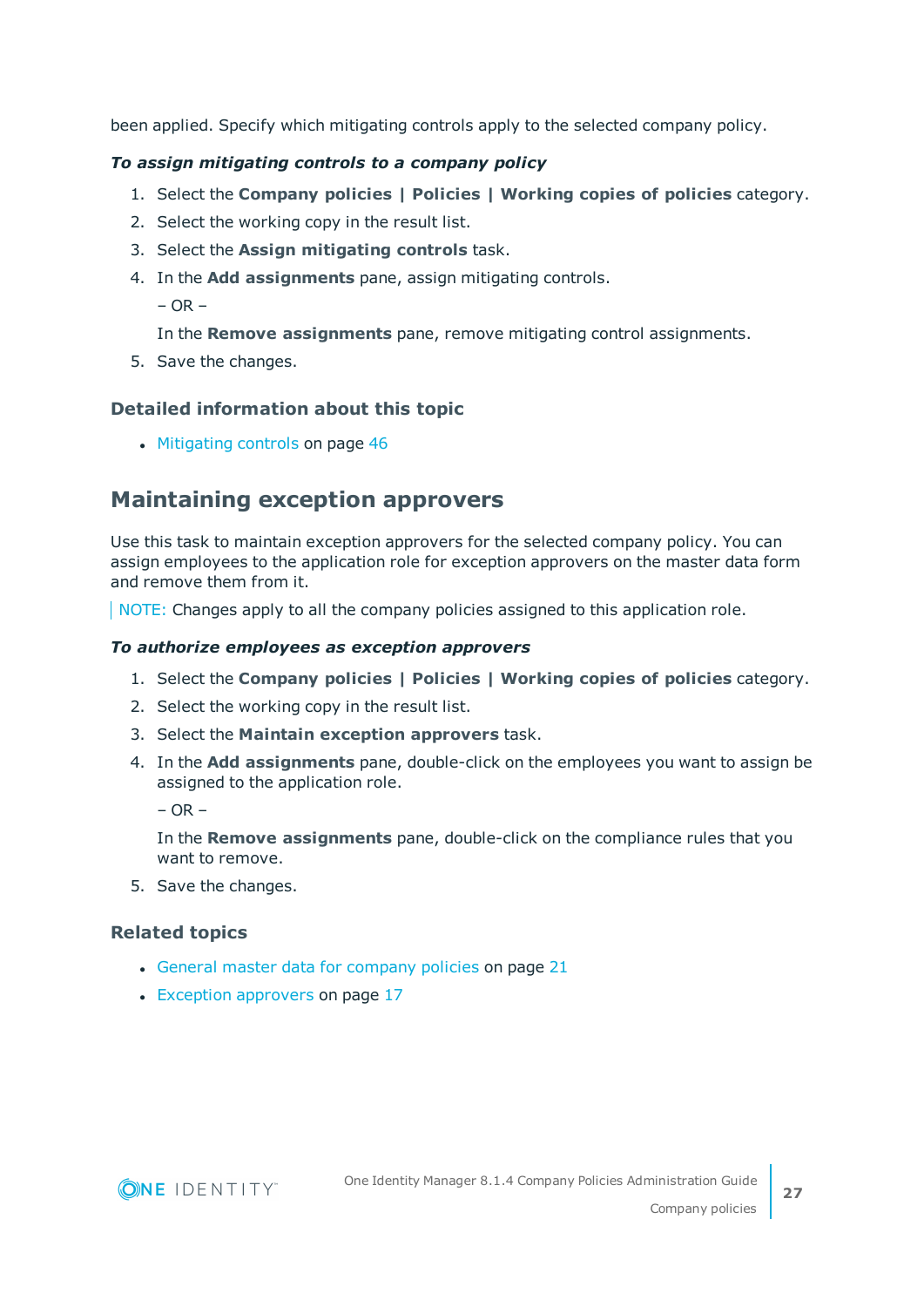been applied. Specify which mitigating controls apply to the selected company policy.

***To assign mitigating controls to a company policy***

1. Select the **Company policies | Policies | Working copies of policies** category.
2. Select the working copy in the result list.
3. Select the **Assign mitigating controls** task.
4. In the **Add assignments** pane, assign mitigating controls.

   – OR –

   In the **Remove assignments** pane, remove mitigating control assignments.
5. Save the changes.

### Detailed information about this topic

- Mitigating controls on page 46

## Maintaining exception approvers

Use this task to maintain exception approvers for the selected company policy. You can assign employees to the application role for exception approvers on the master data form and remove them from it.

NOTE: Changes apply to all the company policies assigned to this application role.

***To authorize employees as exception approvers***

1. Select the **Company policies | Policies | Working copies of policies** category.
2. Select the working copy in the result list.
3. Select the **Maintain exception approvers** task.
4. In the **Add assignments** pane, double-click on the employees you want to assign be assigned to the application role.

   – OR –

   In the **Remove assignments** pane, double-click on the compliance rules that you want to remove.
5. Save the changes.

### Related topics

- General master data for company policies on page 21
- Exception approvers on page 17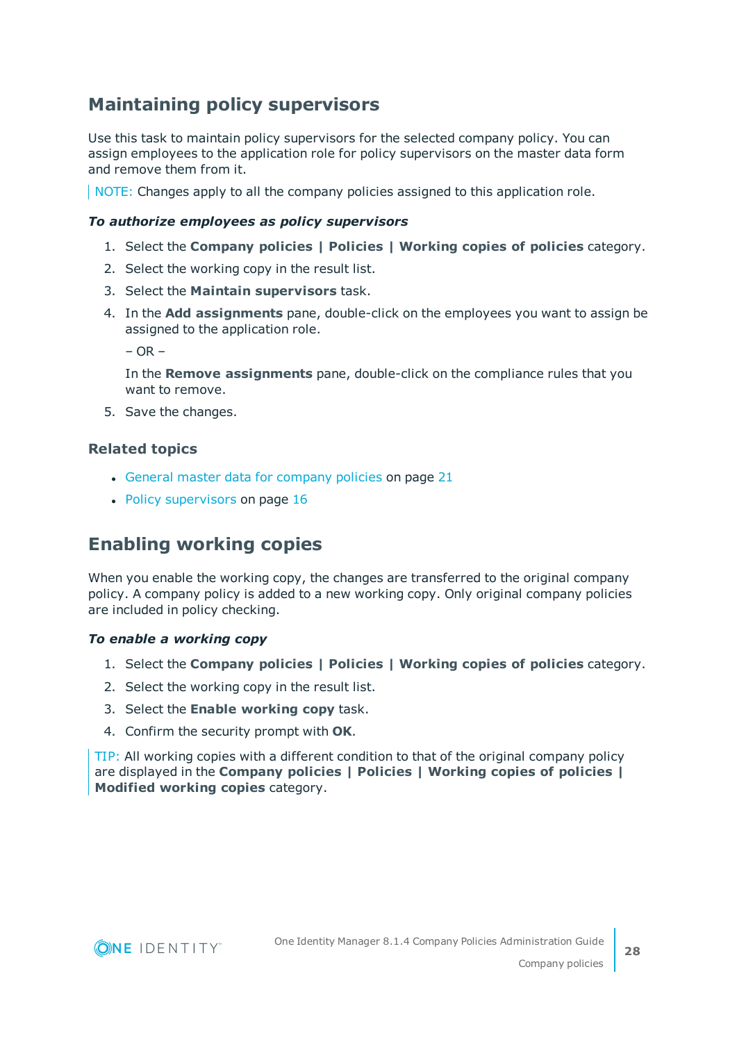## Maintaining policy supervisors

Use this task to maintain policy supervisors for the selected company policy. You can assign employees to the application role for policy supervisors on the master data form and remove them from it.

NOTE: Changes apply to all the company policies assigned to this application role.

***To authorize employees as policy supervisors***

1. Select the **Company policies | Policies | Working copies of policies** category.
2. Select the working copy in the result list.
3. Select the **Maintain supervisors** task.
4. In the **Add assignments** pane, double-click on the employees you want to assign be assigned to the application role.

   – OR –

   In the **Remove assignments** pane, double-click on the compliance rules that you want to remove.
5. Save the changes.

### Related topics

- General master data for company policies on page 21
- Policy supervisors on page 16

## Enabling working copies

When you enable the working copy, the changes are transferred to the original company policy. A company policy is added to a new working copy. Only original company policies are included in policy checking.

***To enable a working copy***

1. Select the **Company policies | Policies | Working copies of policies** category.
2. Select the working copy in the result list.
3. Select the **Enable working copy** task.
4. Confirm the security prompt with **OK**.

TIP: All working copies with a different condition to that of the original company policy are displayed in the **Company policies | Policies | Working copies of policies | Modified working copies** category.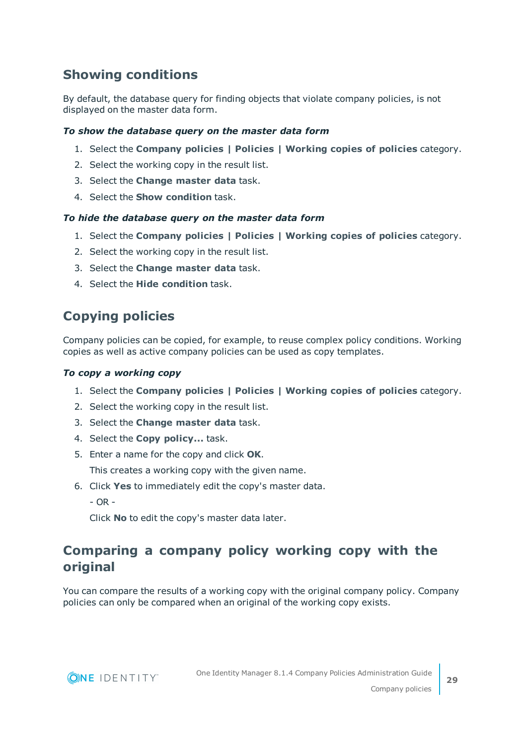## Showing conditions

By default, the database query for finding objects that violate company policies, is not displayed on the master data form.

*To show the database query on the master data form*

1. Select the **Company policies | Policies | Working copies of policies** category.
2. Select the working copy in the result list.
3. Select the **Change master data** task.
4. Select the **Show condition** task.

*To hide the database query on the master data form*

1. Select the **Company policies | Policies | Working copies of policies** category.
2. Select the working copy in the result list.
3. Select the **Change master data** task.
4. Select the **Hide condition** task.

## Copying policies

Company policies can be copied, for example, to reuse complex policy conditions. Working copies as well as active company policies can be used as copy templates.

*To copy a working copy*

1. Select the **Company policies | Policies | Working copies of policies** category.
2. Select the working copy in the result list.
3. Select the **Change master data** task.
4. Select the **Copy policy...** task.
5. Enter a name for the copy and click **OK**.

   This creates a working copy with the given name.
6. Click **Yes** to immediately edit the copy's master data.

   - OR -

   Click **No** to edit the copy's master data later.

## Comparing a company policy working copy with the original

You can compare the results of a working copy with the original company policy. Company policies can only be compared when an original of the working copy exists.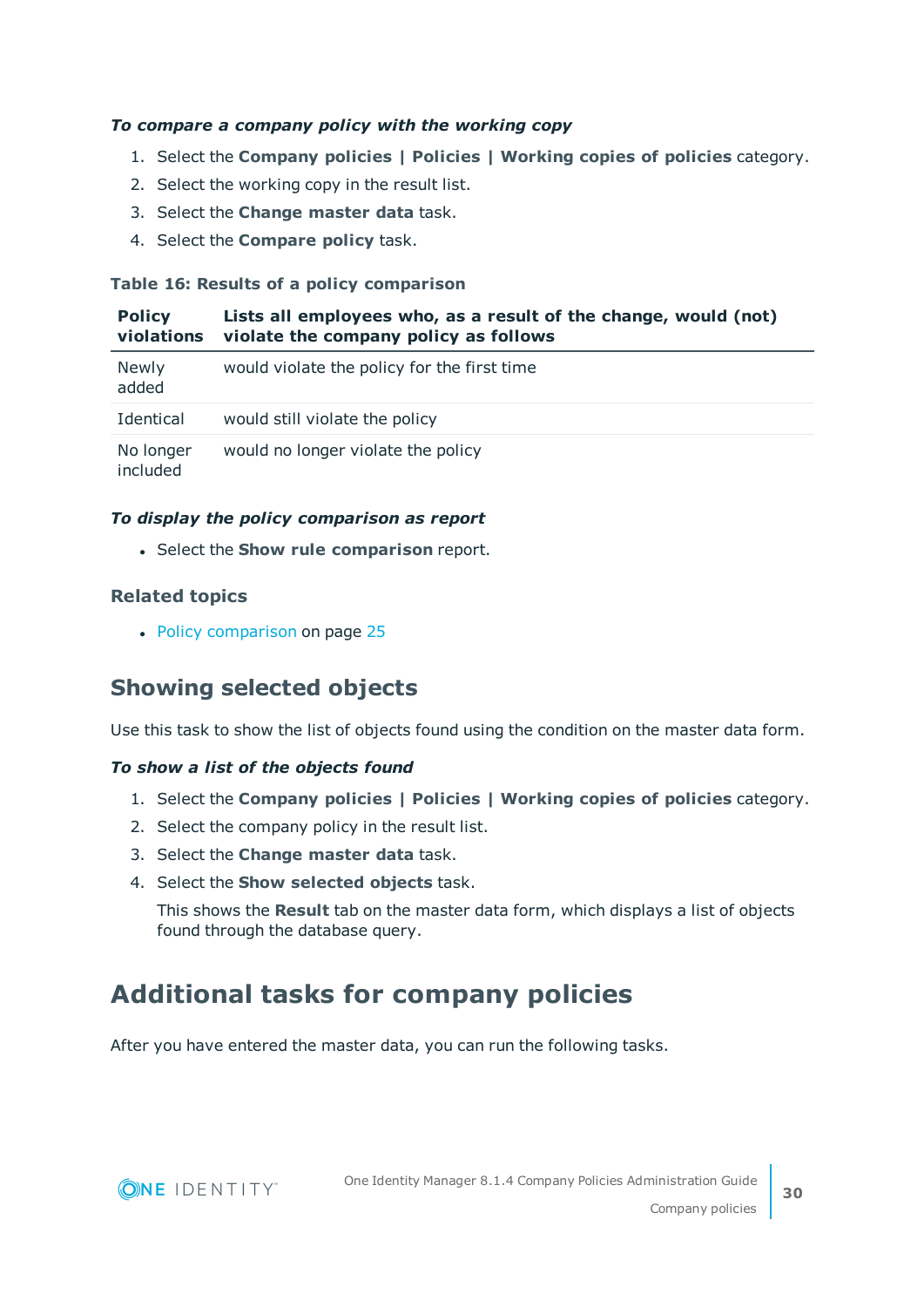***To compare a company policy with the working copy***

1. Select the **Company policies | Policies | Working copies of policies** category.
2. Select the working copy in the result list.
3. Select the **Change master data** task.
4. Select the **Compare policy** task.

**Table 16: Results of a policy comparison**

| Policy violations | Lists all employees who, as a result of the change, would (not) violate the company policy as follows |
|---|---|
| Newly added | would violate the policy for the first time |
| Identical | would still violate the policy |
| No longer included | would no longer violate the policy |

***To display the policy comparison as report***

- Select the **Show rule comparison** report.

### Related topics

- Policy comparison on page 25

## Showing selected objects

Use this task to show the list of objects found using the condition on the master data form.

***To show a list of the objects found***

1. Select the **Company policies | Policies | Working copies of policies** category.
2. Select the company policy in the result list.
3. Select the **Change master data** task.
4. Select the **Show selected objects** task.

   This shows the **Result** tab on the master data form, which displays a list of objects found through the database query.

# Additional tasks for company policies

After you have entered the master data, you can run the following tasks.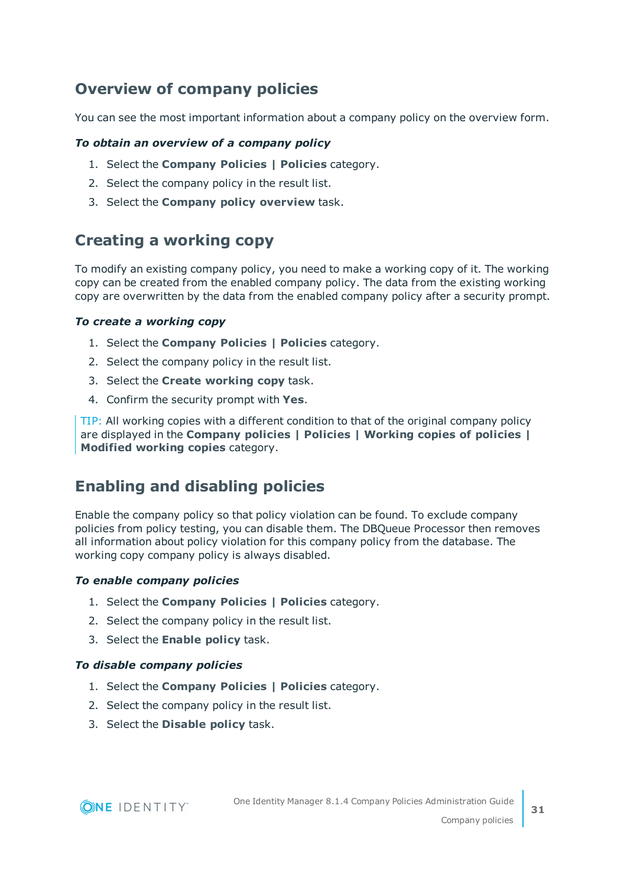## Overview of company policies

You can see the most important information about a company policy on the overview form.

***To obtain an overview of a company policy***

1. Select the **Company Policies | Policies** category.
2. Select the company policy in the result list.
3. Select the **Company policy overview** task.

## Creating a working copy

To modify an existing company policy, you need to make a working copy of it. The working copy can be created from the enabled company policy. The data from the existing working copy are overwritten by the data from the enabled company policy after a security prompt.

***To create a working copy***

1. Select the **Company Policies | Policies** category.
2. Select the company policy in the result list.
3. Select the **Create working copy** task.
4. Confirm the security prompt with **Yes**.

TIP: All working copies with a different condition to that of the original company policy are displayed in the **Company policies | Policies | Working copies of policies | Modified working copies** category.

## Enabling and disabling policies

Enable the company policy so that policy violation can be found. To exclude company policies from policy testing, you can disable them. The DBQueue Processor then removes all information about policy violation for this company policy from the database. The working copy company policy is always disabled.

***To enable company policies***

1. Select the **Company Policies | Policies** category.
2. Select the company policy in the result list.
3. Select the **Enable policy** task.

***To disable company policies***

1. Select the **Company Policies | Policies** category.
2. Select the company policy in the result list.
3. Select the **Disable policy** task.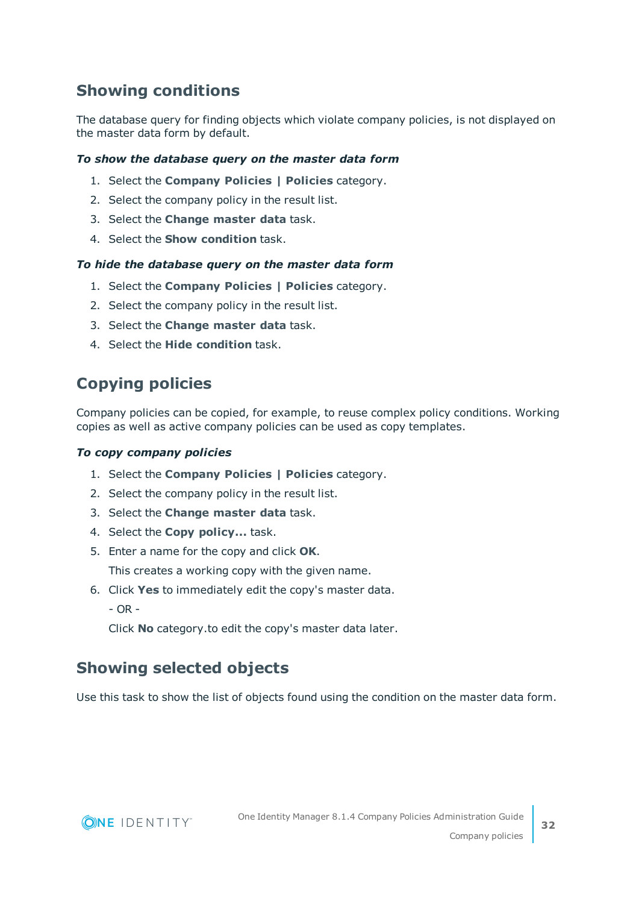## Showing conditions

The database query for finding objects which violate company policies, is not displayed on the master data form by default.

***To show the database query on the master data form***

1. Select the **Company Policies | Policies** category.
2. Select the company policy in the result list.
3. Select the **Change master data** task.
4. Select the **Show condition** task.

***To hide the database query on the master data form***

1. Select the **Company Policies | Policies** category.
2. Select the company policy in the result list.
3. Select the **Change master data** task.
4. Select the **Hide condition** task.

## Copying policies

Company policies can be copied, for example, to reuse complex policy conditions. Working copies as well as active company policies can be used as copy templates.

***To copy company policies***

1. Select the **Company Policies | Policies** category.
2. Select the company policy in the result list.
3. Select the **Change master data** task.
4. Select the **Copy policy...** task.
5. Enter a name for the copy and click **OK**.

   This creates a working copy with the given name.
6. Click **Yes** to immediately edit the copy's master data.

   - OR -

   Click **No** category.to edit the copy's master data later.

## Showing selected objects

Use this task to show the list of objects found using the condition on the master data form.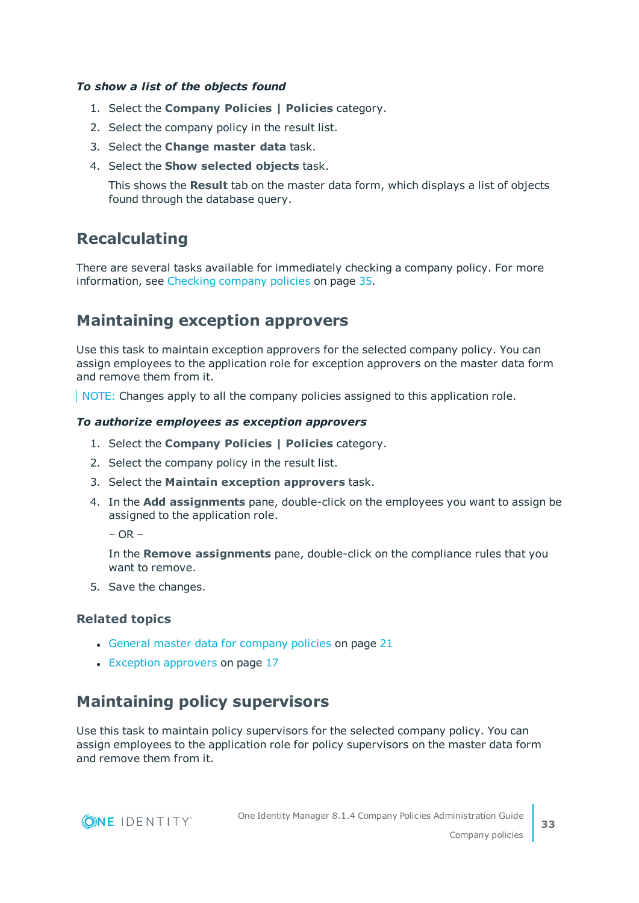*To show a list of the objects found*

1. Select the **Company Policies | Policies** category.
2. Select the company policy in the result list.
3. Select the **Change master data** task.
4. Select the **Show selected objects** task.

   This shows the **Result** tab on the master data form, which displays a list of objects found through the database query.

## Recalculating

There are several tasks available for immediately checking a company policy. For more information, see Checking company policies on page 35.

## Maintaining exception approvers

Use this task to maintain exception approvers for the selected company policy. You can assign employees to the application role for exception approvers on the master data form and remove them from it.

NOTE: Changes apply to all the company policies assigned to this application role.

*To authorize employees as exception approvers*

1. Select the **Company Policies | Policies** category.
2. Select the company policy in the result list.
3. Select the **Maintain exception approvers** task.
4. In the **Add assignments** pane, double-click on the employees you want to assign be assigned to the application role.

   – OR –

   In the **Remove assignments** pane, double-click on the compliance rules that you want to remove.
5. Save the changes.

### Related topics

- General master data for company policies on page 21
- Exception approvers on page 17

## Maintaining policy supervisors

Use this task to maintain policy supervisors for the selected company policy. You can assign employees to the application role for policy supervisors on the master data form and remove them from it.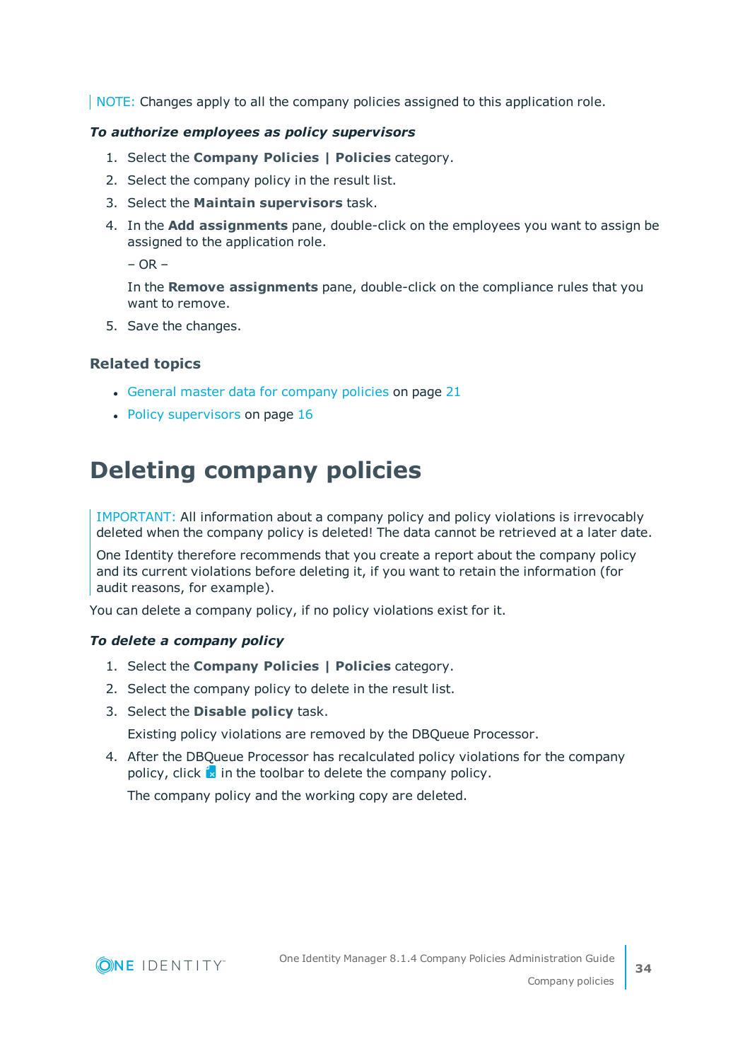NOTE: Changes apply to all the company policies assigned to this application role.

***To authorize employees as policy supervisors***

1. Select the **Company Policies | Policies** category.
2. Select the company policy in the result list.
3. Select the **Maintain supervisors** task.
4. In the **Add assignments** pane, double-click on the employees you want to assign be assigned to the application role.

   – OR –

   In the **Remove assignments** pane, double-click on the compliance rules that you want to remove.
5. Save the changes.

### Related topics

- General master data for company policies on page 21
- Policy supervisors on page 16

## Deleting company policies

IMPORTANT: All information about a company policy and policy violations is irrevocably deleted when the company policy is deleted! The data cannot be retrieved at a later date.

One Identity therefore recommends that you create a report about the company policy and its current violations before deleting it, if you want to retain the information (for audit reasons, for example).

You can delete a company policy, if no policy violations exist for it.

***To delete a company policy***

1. Select the **Company Policies | Policies** category.
2. Select the company policy to delete in the result list.
3. Select the **Disable policy** task.

   Existing policy violations are removed by the DBQueue Processor.
4. After the DBQueue Processor has recalculated policy violations for the company policy, click in the toolbar to delete the company policy.

   The company policy and the working copy are deleted.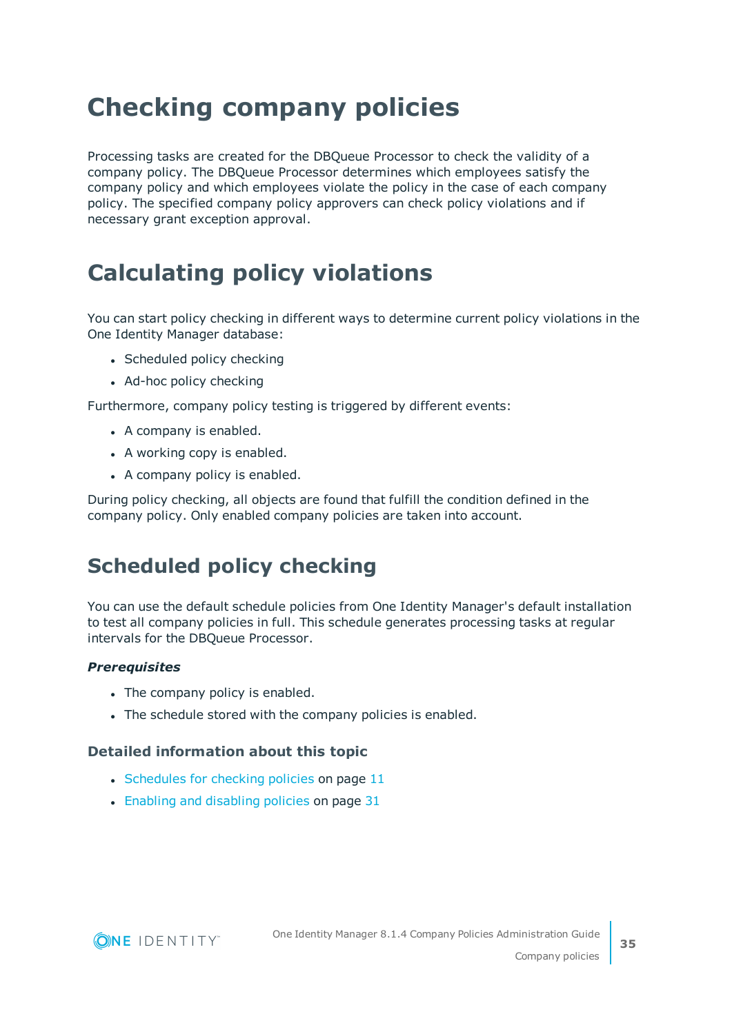# Checking company policies

Processing tasks are created for the DBQueue Processor to check the validity of a company policy. The DBQueue Processor determines which employees satisfy the company policy and which employees violate the policy in the case of each company policy. The specified company policy approvers can check policy violations and if necessary grant exception approval.

# Calculating policy violations

You can start policy checking in different ways to determine current policy violations in the One Identity Manager database:

- Scheduled policy checking
- Ad-hoc policy checking

Furthermore, company policy testing is triggered by different events:

- A company is enabled.
- A working copy is enabled.
- A company policy is enabled.

During policy checking, all objects are found that fulfill the condition defined in the company policy. Only enabled company policies are taken into account.

## Scheduled policy checking

You can use the default schedule policies from One Identity Manager's default installation to test all company policies in full. This schedule generates processing tasks at regular intervals for the DBQueue Processor.

***Prerequisites***

- The company policy is enabled.
- The schedule stored with the company policies is enabled.

### Detailed information about this topic

- Schedules for checking policies on page 11
- Enabling and disabling policies on page 31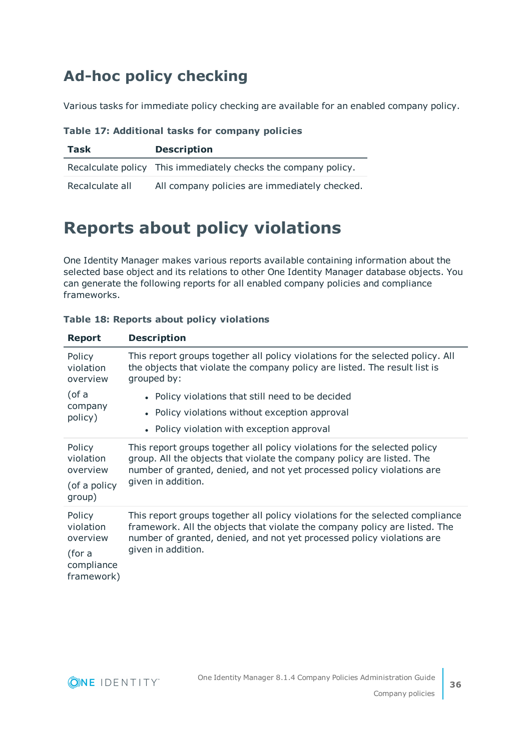## Ad-hoc policy checking

Various tasks for immediate policy checking are available for an enabled company policy.

**Table 17: Additional tasks for company policies**

| Task | Description |
|---|---|
| Recalculate policy | This immediately checks the company policy. |
| Recalculate all | All company policies are immediately checked. |

# Reports about policy violations

One Identity Manager makes various reports available containing information about the selected base object and its relations to other One Identity Manager database objects. You can generate the following reports for all enabled company policies and compliance frameworks.

**Table 18: Reports about policy violations**

| Report | Description |
|---|---|
| Policy violation overview (of a company policy) | This report groups together all policy violations for the selected policy. All the objects that violate the company policy are listed. The result list is grouped by: <br>• Policy violations that still need to be decided <br>• Policy violations without exception approval <br>• Policy violation with exception approval |
| Policy violation overview (of a policy group) | This report groups together all policy violations for the selected policy group. All the objects that violate the company policy are listed. The number of granted, denied, and not yet processed policy violations are given in addition. |
| Policy violation overview (for a compliance framework) | This report groups together all policy violations for the selected compliance framework. All the objects that violate the company policy are listed. The number of granted, denied, and not yet processed policy violations are given in addition. |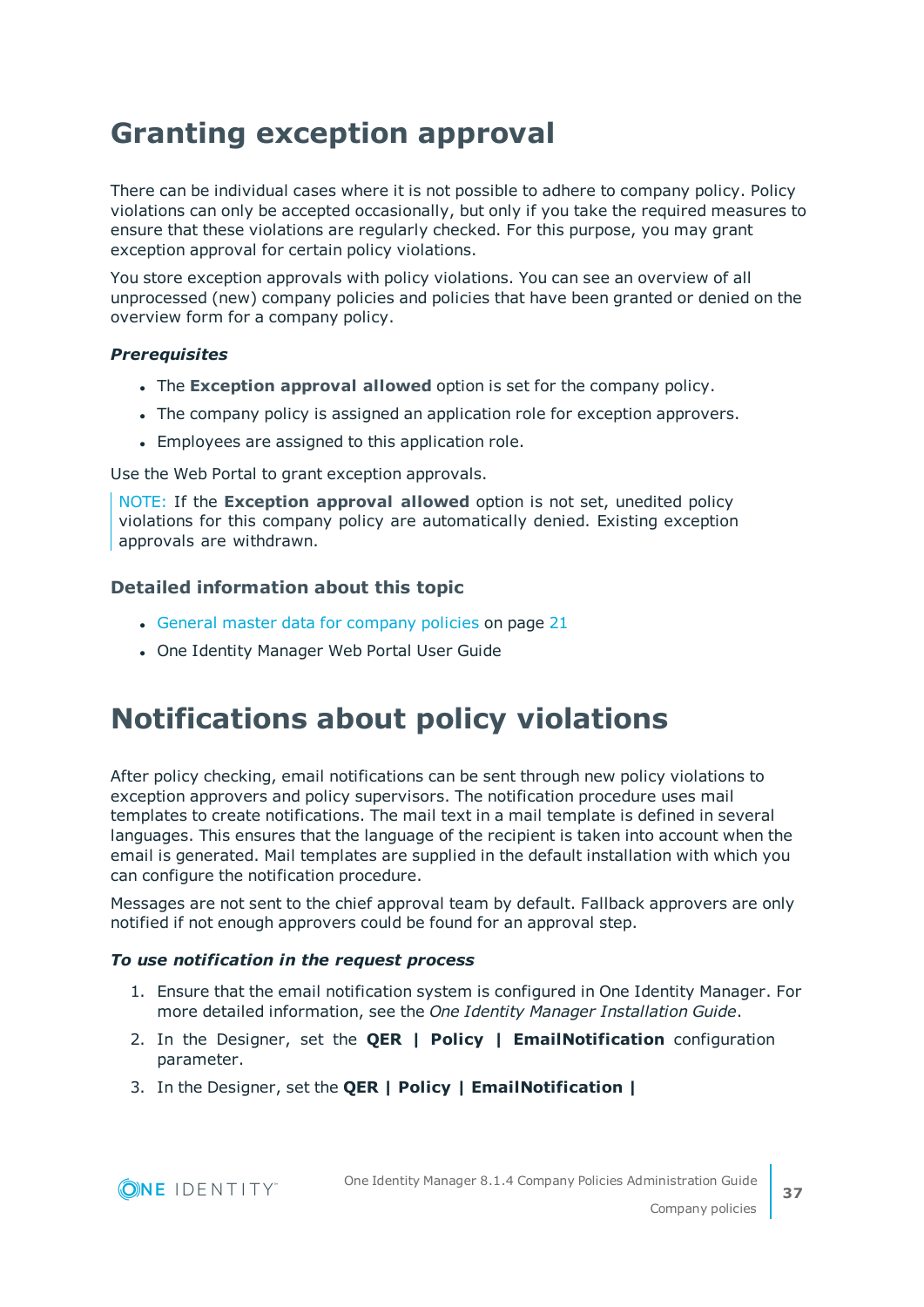# Granting exception approval

There can be individual cases where it is not possible to adhere to company policy. Policy violations can only be accepted occasionally, but only if you take the required measures to ensure that these violations are regularly checked. For this purpose, you may grant exception approval for certain policy violations.

You store exception approvals with policy violations. You can see an overview of all unprocessed (new) company policies and policies that have been granted or denied on the overview form for a company policy.

***Prerequisites***

- The **Exception approval allowed** option is set for the company policy.
- The company policy is assigned an application role for exception approvers.
- Employees are assigned to this application role.

Use the Web Portal to grant exception approvals.

NOTE: If the **Exception approval allowed** option is not set, unedited policy violations for this company policy are automatically denied. Existing exception approvals are withdrawn.

### Detailed information about this topic

- General master data for company policies on page 21
- One Identity Manager Web Portal User Guide

# Notifications about policy violations

After policy checking, email notifications can be sent through new policy violations to exception approvers and policy supervisors. The notification procedure uses mail templates to create notifications. The mail text in a mail template is defined in several languages. This ensures that the language of the recipient is taken into account when the email is generated. Mail templates are supplied in the default installation with which you can configure the notification procedure.

Messages are not sent to the chief approval team by default. Fallback approvers are only notified if not enough approvers could be found for an approval step.

***To use notification in the request process***

1. Ensure that the email notification system is configured in One Identity Manager. For more detailed information, see the *One Identity Manager Installation Guide*.
2. In the Designer, set the **QER | Policy | EmailNotification** configuration parameter.
3. In the Designer, set the **QER | Policy | EmailNotification |**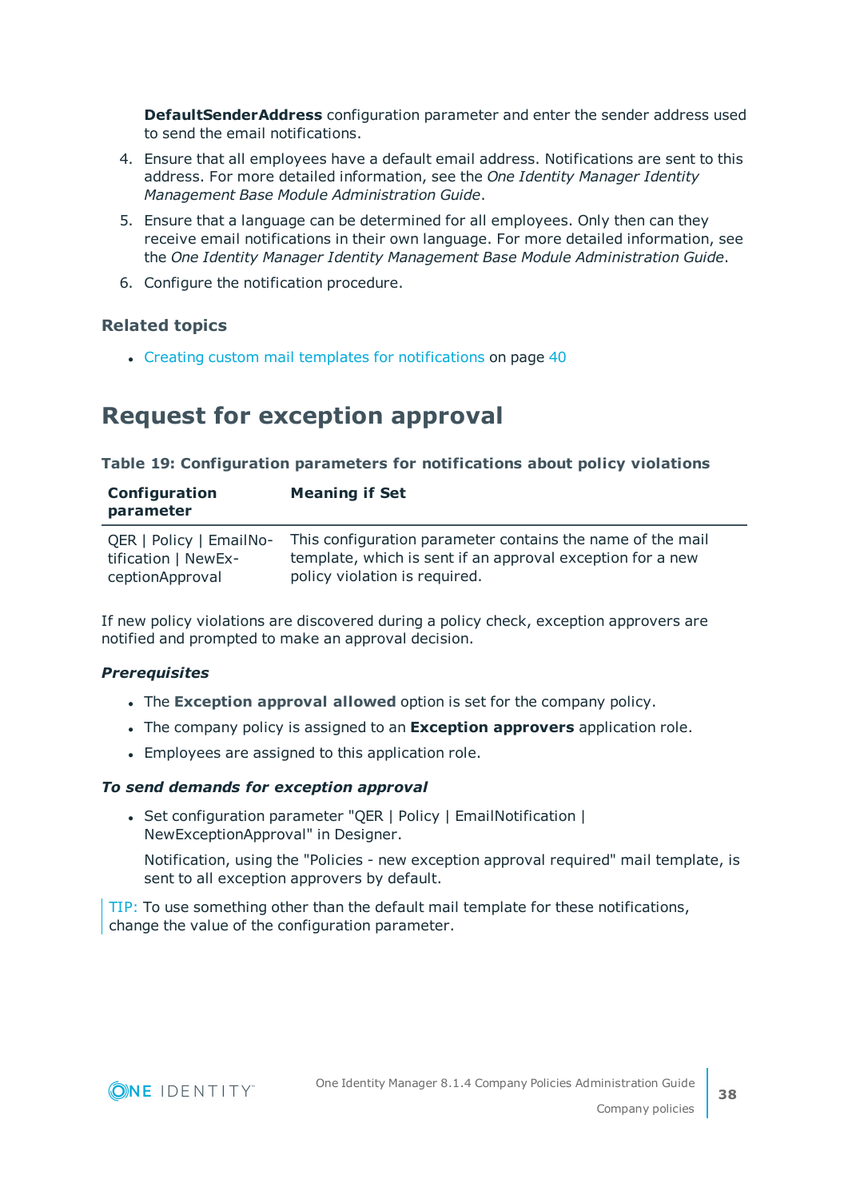**DefaultSenderAddress** configuration parameter and enter the sender address used to send the email notifications.

4. Ensure that all employees have a default email address. Notifications are sent to this address. For more detailed information, see the *One Identity Manager Identity Management Base Module Administration Guide*.
5. Ensure that a language can be determined for all employees. Only then can they receive email notifications in their own language. For more detailed information, see the *One Identity Manager Identity Management Base Module Administration Guide*.
6. Configure the notification procedure.

### Related topics

- Creating custom mail templates for notifications on page 40

## Request for exception approval

**Table 19: Configuration parameters for notifications about policy violations**

| Configuration parameter | Meaning if Set |
|---|---|
| QER \| Policy \| EmailNotification \| NewExceptionApproval | This configuration parameter contains the name of the mail template, which is sent if an approval exception for a new policy violation is required. |

If new policy violations are discovered during a policy check, exception approvers are notified and prompted to make an approval decision.

***Prerequisites***

- The **Exception approval allowed** option is set for the company policy.
- The company policy is assigned to an **Exception approvers** application role.
- Employees are assigned to this application role.

***To send demands for exception approval***

- Set configuration parameter "QER | Policy | EmailNotification | NewExceptionApproval" in Designer.

  Notification, using the "Policies - new exception approval required" mail template, is sent to all exception approvers by default.

TIP: To use something other than the default mail template for these notifications, change the value of the configuration parameter.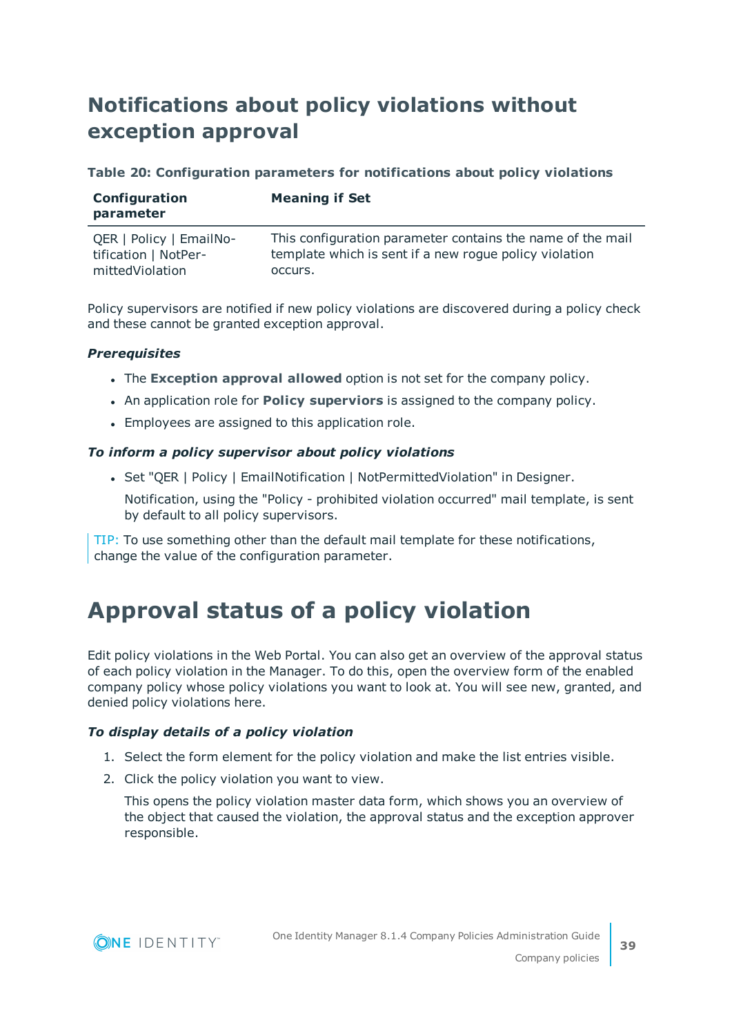## Notifications about policy violations without exception approval

**Table 20: Configuration parameters for notifications about policy violations**

| Configuration parameter | Meaning if Set |
|---|---|
| QER \| Policy \| EmailNotification \| NotPermittedViolation | This configuration parameter contains the name of the mail template which is sent if a new rogue policy violation occurs. |

Policy supervisors are notified if new policy violations are discovered during a policy check and these cannot be granted exception approval.

***Prerequisites***

- The **Exception approval allowed** option is not set for the company policy.
- An application role for **Policy supervisors** is assigned to the company policy.
- Employees are assigned to this application role.

***To inform a policy supervisor about policy violations***

- Set "QER | Policy | EmailNotification | NotPermittedViolation" in Designer.

  Notification, using the "Policy - prohibited violation occurred" mail template, is sent by default to all policy supervisors.

TIP: To use something other than the default mail template for these notifications, change the value of the configuration parameter.

# Approval status of a policy violation

Edit policy violations in the Web Portal. You can also get an overview of the approval status of each policy violation in the Manager. To do this, open the overview form of the enabled company policy whose policy violations you want to look at. You will see new, granted, and denied policy violations here.

***To display details of a policy violation***

1. Select the form element for the policy violation and make the list entries visible.
2. Click the policy violation you want to view.

   This opens the policy violation master data form, which shows you an overview of the object that caused the violation, the approval status and the exception approver responsible.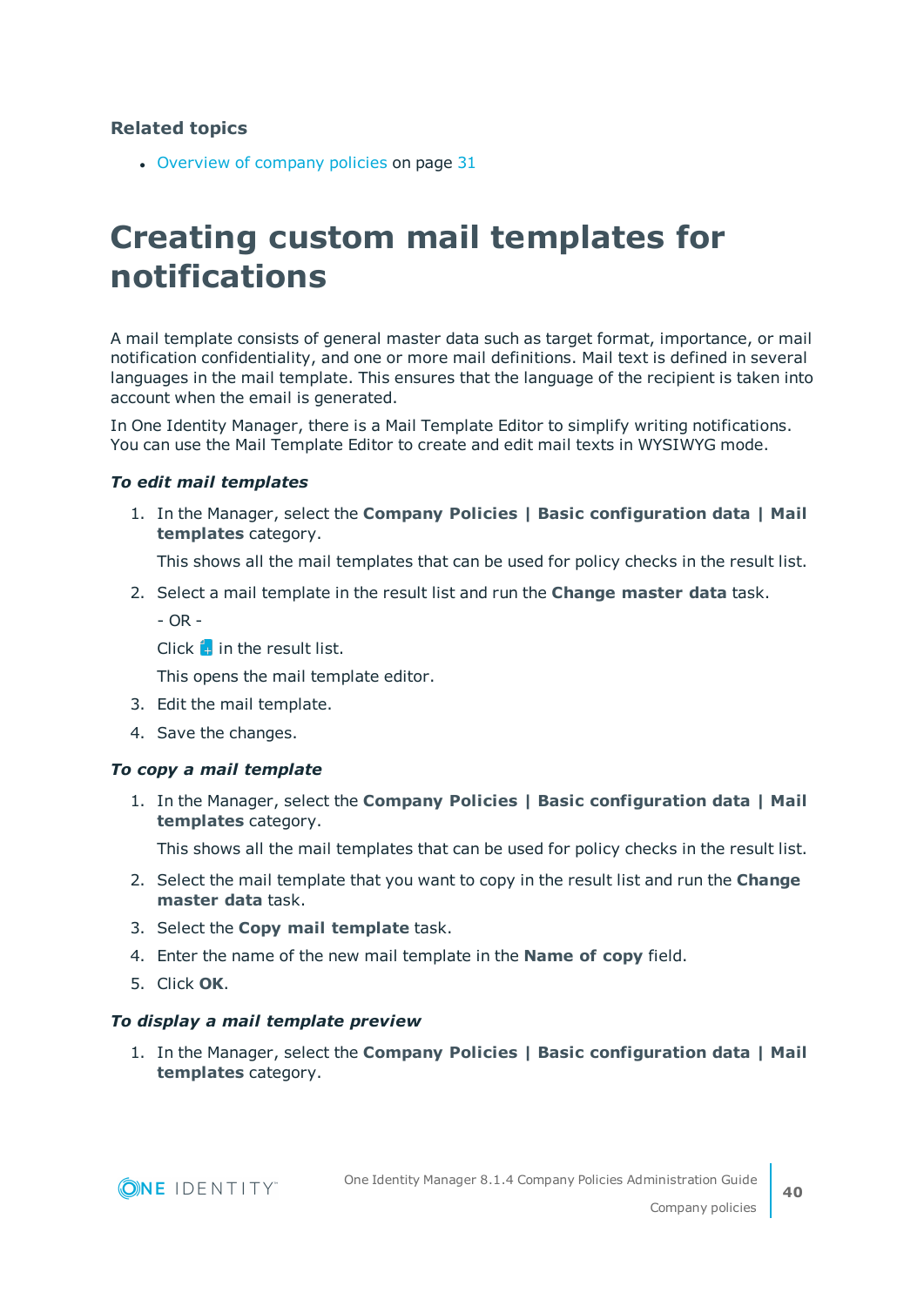**Related topics**

- Overview of company policies on page 31

# Creating custom mail templates for notifications

A mail template consists of general master data such as target format, importance, or mail notification confidentiality, and one or more mail definitions. Mail text is defined in several languages in the mail template. This ensures that the language of the recipient is taken into account when the email is generated.

In One Identity Manager, there is a Mail Template Editor to simplify writing notifications. You can use the Mail Template Editor to create and edit mail texts in WYSIWYG mode.

***To edit mail templates***

1. In the Manager, select the **Company Policies | Basic configuration data | Mail templates** category.

   This shows all the mail templates that can be used for policy checks in the result list.

2. Select a mail template in the result list and run the **Change master data** task.

   - OR -

   Click in the result list.

   This opens the mail template editor.

3. Edit the mail template.
4. Save the changes.

***To copy a mail template***

1. In the Manager, select the **Company Policies | Basic configuration data | Mail templates** category.

   This shows all the mail templates that can be used for policy checks in the result list.

2. Select the mail template that you want to copy in the result list and run the **Change master data** task.
3. Select the **Copy mail template** task.
4. Enter the name of the new mail template in the **Name of copy** field.
5. Click **OK**.

***To display a mail template preview***

1. In the Manager, select the **Company Policies | Basic configuration data | Mail templates** category.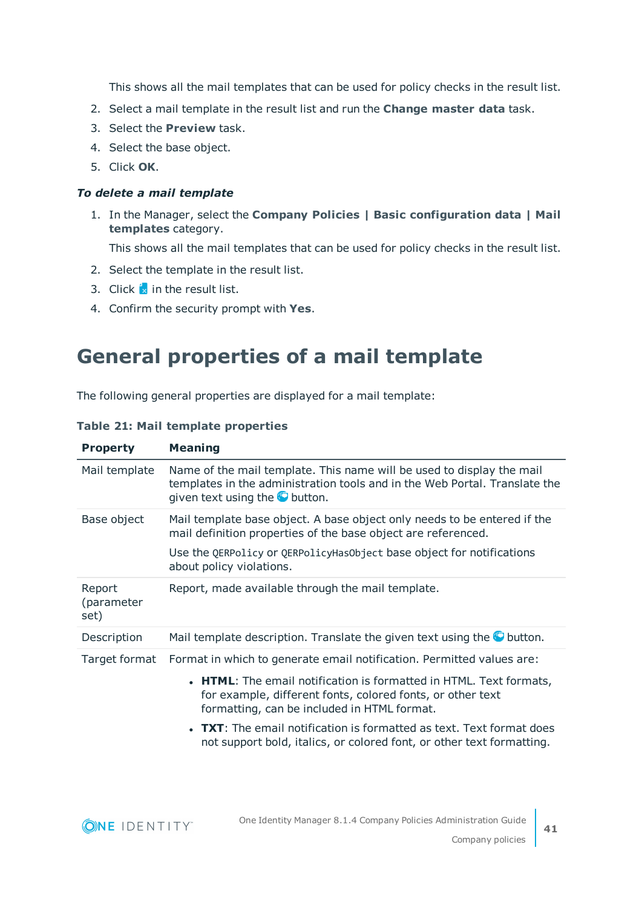This shows all the mail templates that can be used for policy checks in the result list.

2. Select a mail template in the result list and run the **Change master data** task.
3. Select the **Preview** task.
4. Select the base object.
5. Click **OK**.

***To delete a mail template***

1. In the Manager, select the **Company Policies | Basic configuration data | Mail templates** category.

   This shows all the mail templates that can be used for policy checks in the result list.
2. Select the template in the result list.
3. Click in the result list.
4. Confirm the security prompt with **Yes**.

# General properties of a mail template

The following general properties are displayed for a mail template:

**Table 21: Mail template properties**

| Property | Meaning |
|---|---|
| Mail template | Name of the mail template. This name will be used to display the mail templates in the administration tools and in the Web Portal. Translate the given text using the button. |
| Base object | Mail template base object. A base object only needs to be entered if the mail definition properties of the base object are referenced. Use the `QERPolicy` or `QERPolicyHasObject` base object for notifications about policy violations. |
| Report (parameter set) | Report, made available through the mail template. |
| Description | Mail template description. Translate the given text using the button. |
| Target format | Format in which to generate email notification. Permitted values are: <br>• **HTML**: The email notification is formatted in HTML. Text formats, for example, different fonts, colored fonts, or other text formatting, can be included in HTML format. <br>• **TXT**: The email notification is formatted as text. Text format does not support bold, italics, or colored font, or other text formatting. |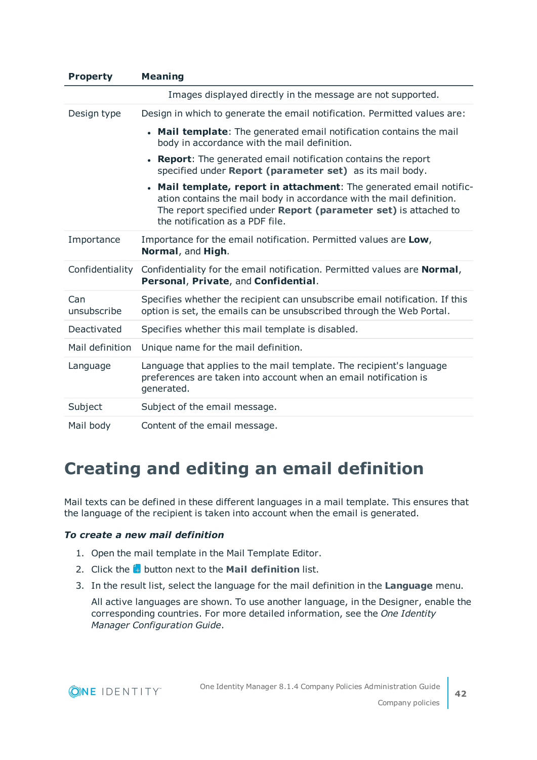| Property | Meaning |
|---|---|
| | Images displayed directly in the message are not supported. |
| Design type | Design in which to generate the email notification. Permitted values are: <br>• **Mail template**: The generated email notification contains the mail body in accordance with the mail definition. <br>• **Report**: The generated email notification contains the report specified under **Report (parameter set)** as its mail body. <br>• **Mail template, report in attachment**: The generated email notification contains the mail body in accordance with the mail definition. The report specified under **Report (parameter set)** is attached to the notification as a PDF file. |
| Importance | Importance for the email notification. Permitted values are **Low**, **Normal**, and **High**. |
| Confidentiality | Confidentiality for the email notification. Permitted values are **Normal**, **Personal**, **Private**, and **Confidential**. |
| Can unsubscribe | Specifies whether the recipient can unsubscribe email notification. If this option is set, the emails can be unsubscribed through the Web Portal. |
| Deactivated | Specifies whether this mail template is disabled. |
| Mail definition | Unique name for the mail definition. |
| Language | Language that applies to the mail template. The recipient's language preferences are taken into account when an email notification is generated. |
| Subject | Subject of the email message. |
| Mail body | Content of the email message. |

# Creating and editing an email definition

Mail texts can be defined in these different languages in a mail template. This ensures that the language of the recipient is taken into account when the email is generated.

***To create a new mail definition***

1. Open the mail template in the Mail Template Editor.
2. Click the button next to the **Mail definition** list.
3. In the result list, select the language for the mail definition in the **Language** menu.

   All active languages are shown. To use another language, in the Designer, enable the corresponding countries. For more detailed information, see the *One Identity Manager Configuration Guide*.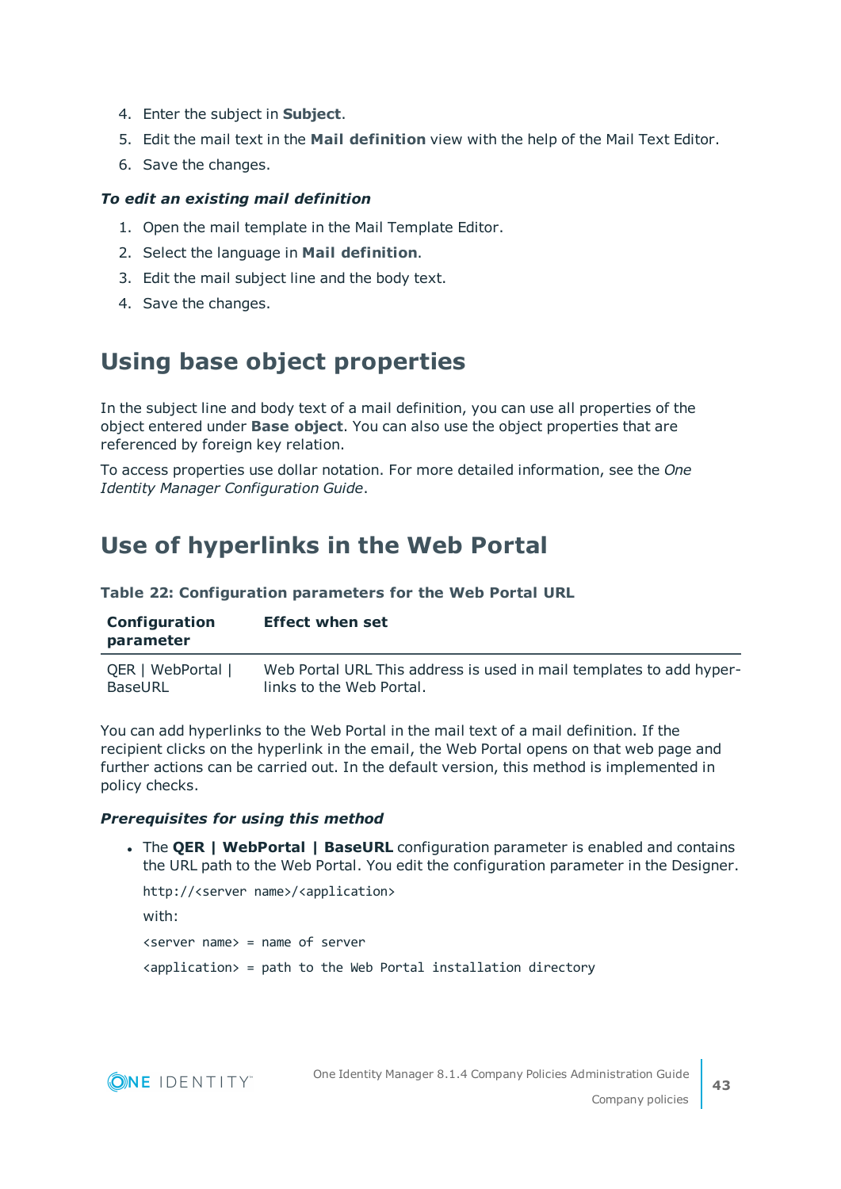4. Enter the subject in **Subject**.
5. Edit the mail text in the **Mail definition** view with the help of the Mail Text Editor.
6. Save the changes.

***To edit an existing mail definition***

1. Open the mail template in the Mail Template Editor.
2. Select the language in **Mail definition**.
3. Edit the mail subject line and the body text.
4. Save the changes.

## Using base object properties

In the subject line and body text of a mail definition, you can use all properties of the object entered under **Base object**. You can also use the object properties that are referenced by foreign key relation.

To access properties use dollar notation. For more detailed information, see the *One Identity Manager Configuration Guide*.

## Use of hyperlinks in the Web Portal

**Table 22: Configuration parameters for the Web Portal URL**

| Configuration parameter | Effect when set |
|---|---|
| QER \| WebPortal \| BaseURL | Web Portal URL This address is used in mail templates to add hyperlinks to the Web Portal. |

You can add hyperlinks to the Web Portal in the mail text of a mail definition. If the recipient clicks on the hyperlink in the email, the Web Portal opens on that web page and further actions can be carried out. In the default version, this method is implemented in policy checks.

***Prerequisites for using this method***

- The **QER | WebPortal | BaseURL** configuration parameter is enabled and contains the URL path to the Web Portal. You edit the configuration parameter in the Designer.

  ```
  http://<server name>/<application>
  ```

  with:

  ```
  <server name> = name of server
  <application> = path to the Web Portal installation directory
  ```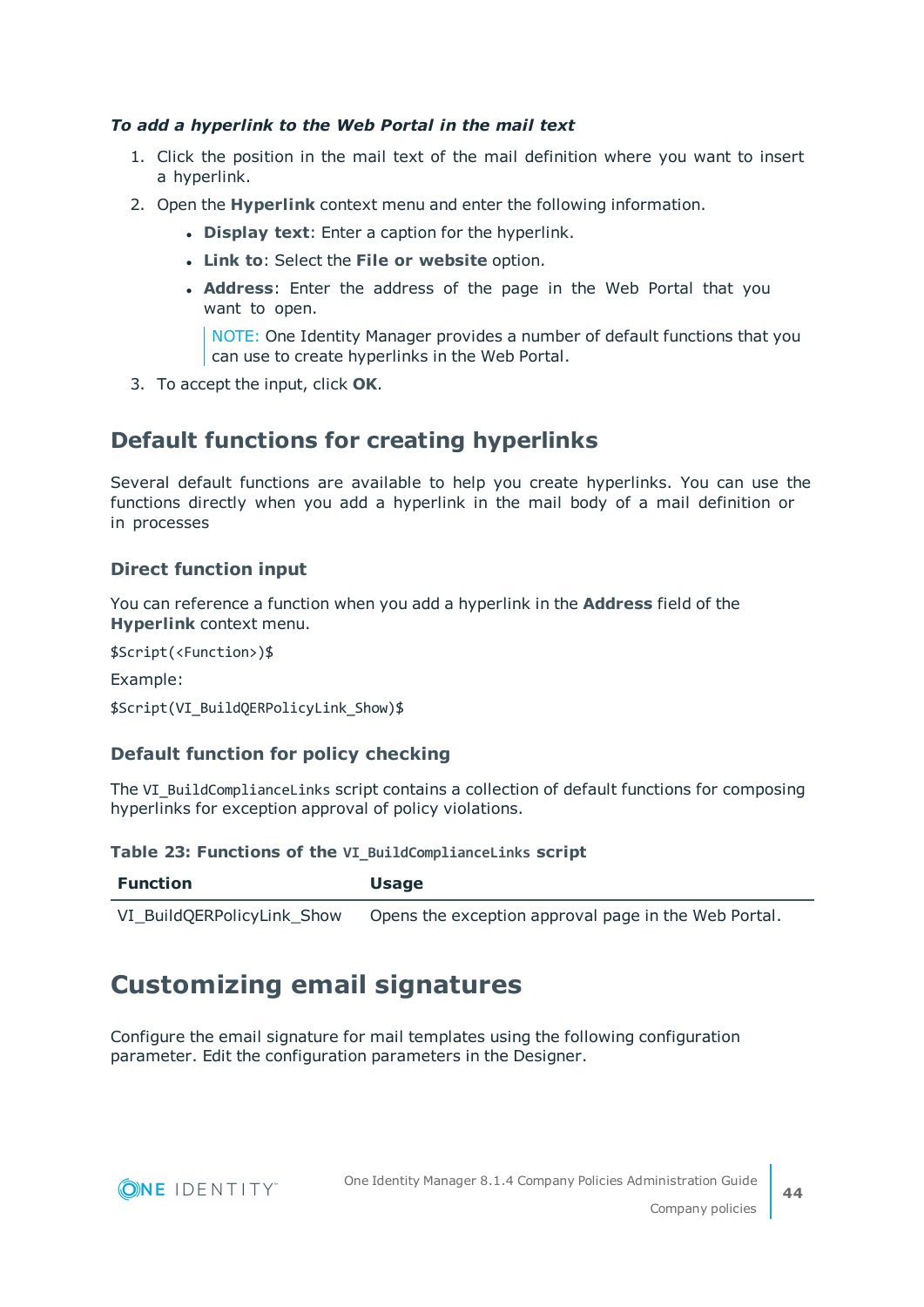***To add a hyperlink to the Web Portal in the mail text***

1. Click the position in the mail text of the mail definition where you want to insert a hyperlink.
2. Open the **Hyperlink** context menu and enter the following information.
   - **Display text**: Enter a caption for the hyperlink.
   - **Link to**: Select the **File or website** option.
   - **Address**: Enter the address of the page in the Web Portal that you want to open.

     NOTE: One Identity Manager provides a number of default functions that you can use to create hyperlinks in the Web Portal.
3. To accept the input, click **OK**.

## Default functions for creating hyperlinks

Several default functions are available to help you create hyperlinks. You can use the functions directly when you add a hyperlink in the mail body of a mail definition or in processes

### Direct function input

You can reference a function when you add a hyperlink in the **Address** field of the **Hyperlink** context menu.

```
$Script(<Function>)$
```

Example:

```
$Script(VI_BuildQERPolicyLink_Show)$
```

### Default function for policy checking

The `VI_BuildComplianceLinks` script contains a collection of default functions for composing hyperlinks for exception approval of policy violations.

**Table 23: Functions of the `VI_BuildComplianceLinks` script**

| Function | Usage |
| --- | --- |
| VI_BuildQERPolicyLink_Show | Opens the exception approval page in the Web Portal. |

## Customizing email signatures

Configure the email signature for mail templates using the following configuration parameter. Edit the configuration parameters in the Designer.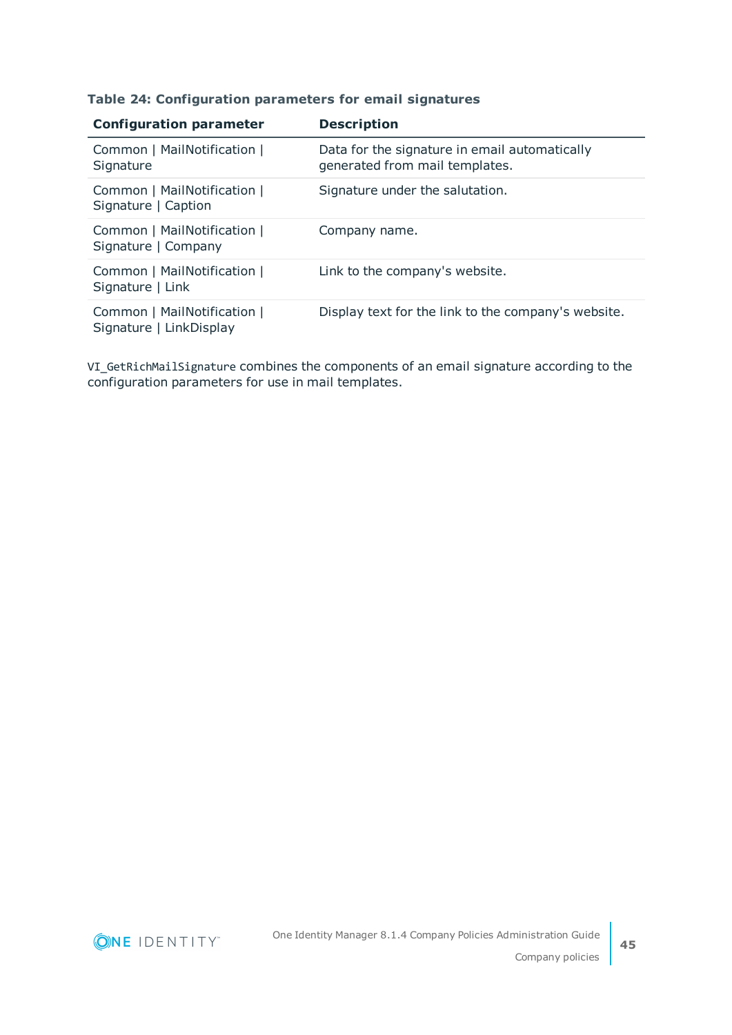**Table 24: Configuration parameters for email signatures**

| Configuration parameter | Description |
|---|---|
| Common \| MailNotification \| Signature | Data for the signature in email automatically generated from mail templates. |
| Common \| MailNotification \| Signature \| Caption | Signature under the salutation. |
| Common \| MailNotification \| Signature \| Company | Company name. |
| Common \| MailNotification \| Signature \| Link | Link to the company's website. |
| Common \| MailNotification \| Signature \| LinkDisplay | Display text for the link to the company's website. |

`VI_GetRichMailSignature` combines the components of an email signature according to the configuration parameters for use in mail templates.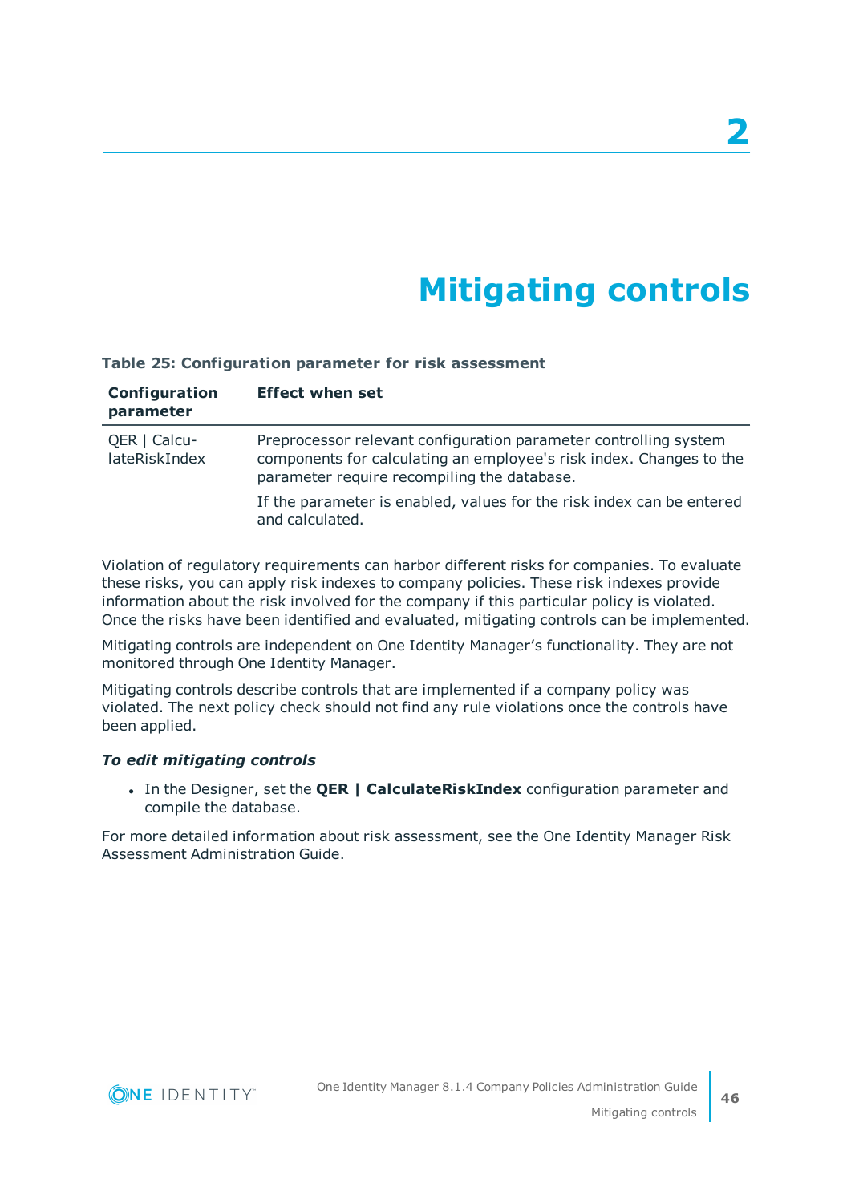# 2

# Mitigating controls

**Table 25: Configuration parameter for risk assessment**

| Configuration parameter | Effect when set |
|---|---|
| QER \| CalculateRiskIndex | Preprocessor relevant configuration parameter controlling system components for calculating an employee's risk index. Changes to the parameter require recompiling the database.<br><br>If the parameter is enabled, values for the risk index can be entered and calculated. |

Violation of regulatory requirements can harbor different risks for companies. To evaluate these risks, you can apply risk indexes to company policies. These risk indexes provide information about the risk involved for the company if this particular policy is violated. Once the risks have been identified and evaluated, mitigating controls can be implemented.

Mitigating controls are independent on One Identity Manager’s functionality. They are not monitored through One Identity Manager.

Mitigating controls describe controls that are implemented if a company policy was violated. The next policy check should not find any rule violations once the controls have been applied.

***To edit mitigating controls***

- In the Designer, set the **QER | CalculateRiskIndex** configuration parameter and compile the database.

For more detailed information about risk assessment, see the One Identity Manager Risk Assessment Administration Guide.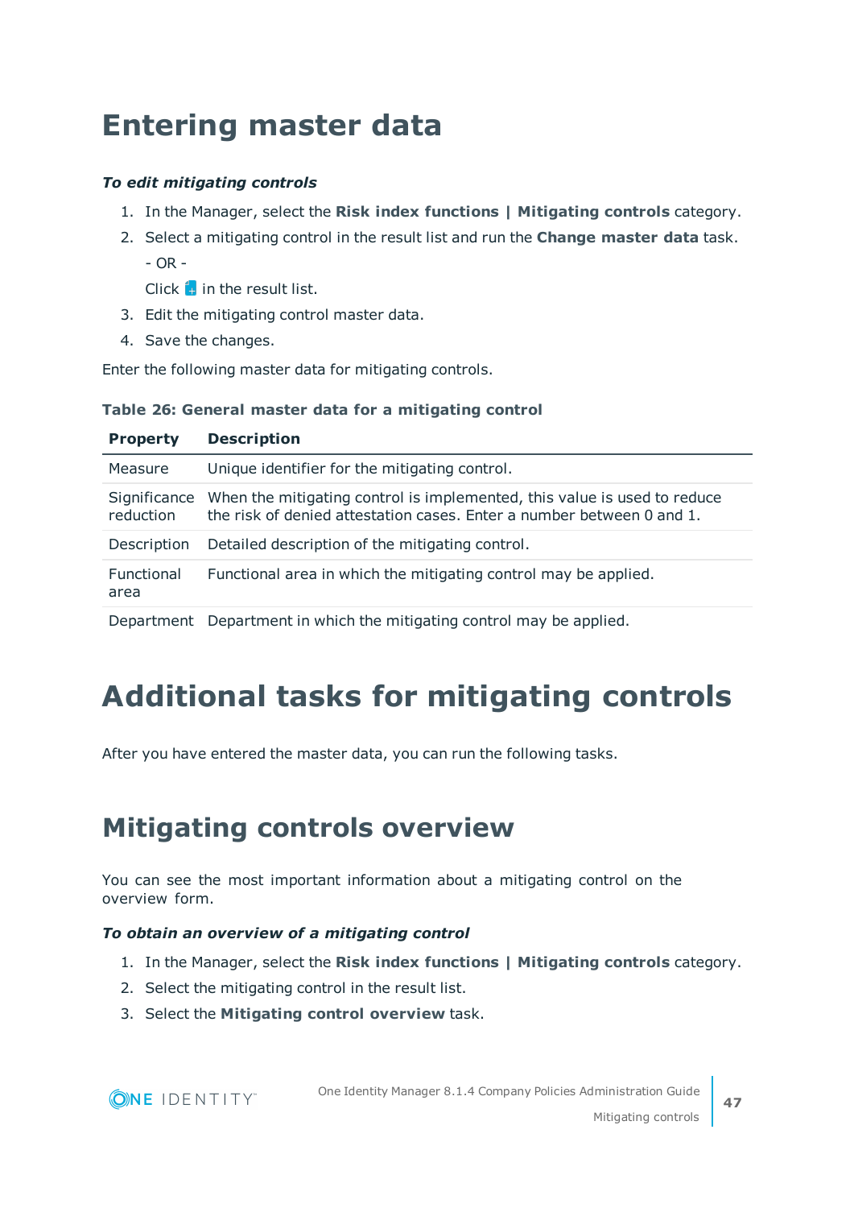# Entering master data

***To edit mitigating controls***

1. In the Manager, select the **Risk index functions | Mitigating controls** category.
2. Select a mitigating control in the result list and run the **Change master data** task.

   - OR -

   Click in the result list.
3. Edit the mitigating control master data.
4. Save the changes.

Enter the following master data for mitigating controls.

**Table 26: General master data for a mitigating control**

| Property | Description |
|---|---|
| Measure | Unique identifier for the mitigating control. |
| Significance reduction | When the mitigating control is implemented, this value is used to reduce the risk of denied attestation cases. Enter a number between 0 and 1. |
| Description | Detailed description of the mitigating control. |
| Functional area | Functional area in which the mitigating control may be applied. |
| Department | Department in which the mitigating control may be applied. |

# Additional tasks for mitigating controls

After you have entered the master data, you can run the following tasks.

## Mitigating controls overview

You can see the most important information about a mitigating control on the overview form.

***To obtain an overview of a mitigating control***

1. In the Manager, select the **Risk index functions | Mitigating controls** category.
2. Select the mitigating control in the result list.
3. Select the **Mitigating control overview** task.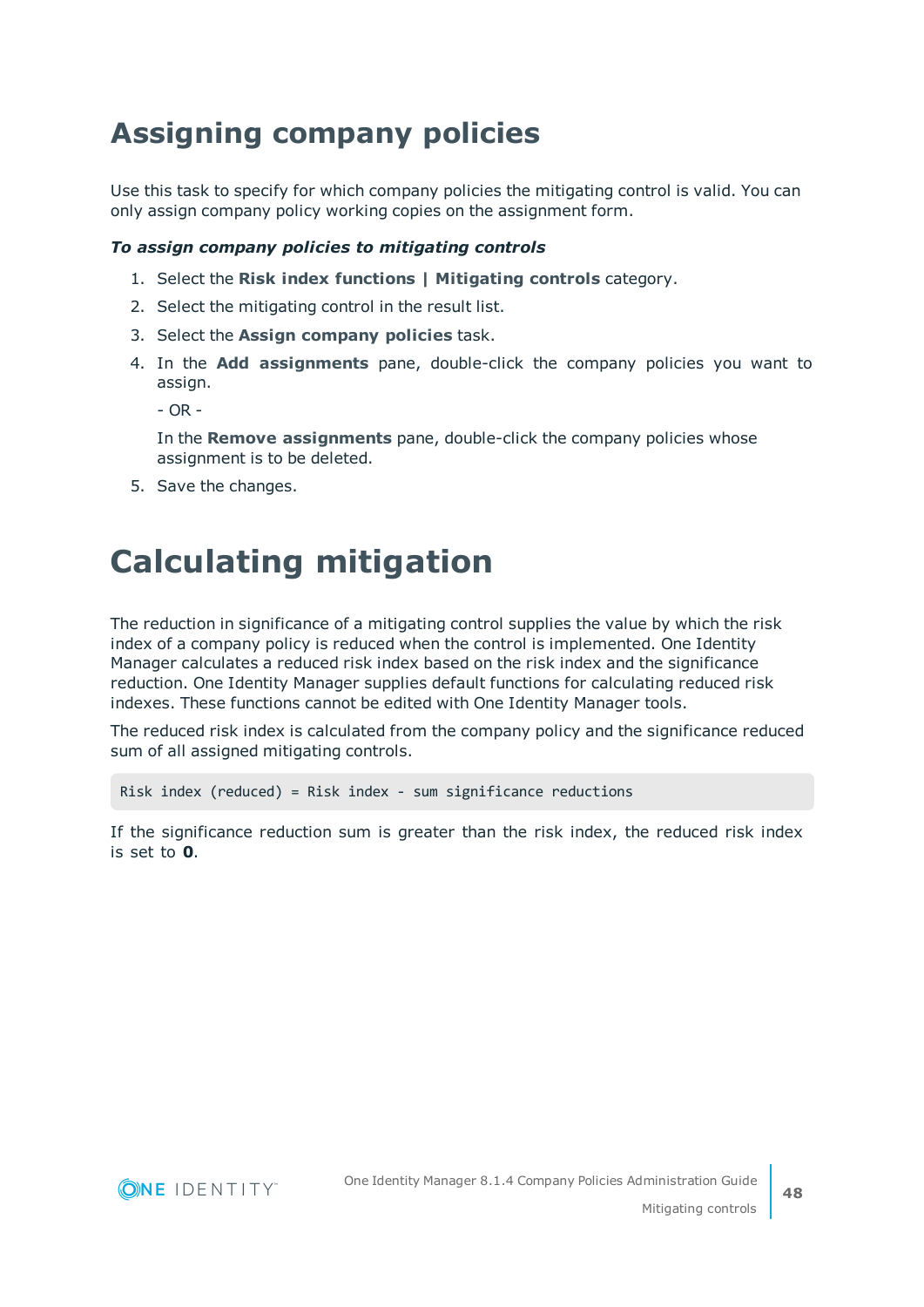# Assigning company policies

Use this task to specify for which company policies the mitigating control is valid. You can only assign company policy working copies on the assignment form.

***To assign company policies to mitigating controls***

1. Select the **Risk index functions | Mitigating controls** category.
2. Select the mitigating control in the result list.
3. Select the **Assign company policies** task.
4. In the **Add assignments** pane, double-click the company policies you want to assign.

   - OR -

   In the **Remove assignments** pane, double-click the company policies whose assignment is to be deleted.
5. Save the changes.

# Calculating mitigation

The reduction in significance of a mitigating control supplies the value by which the risk index of a company policy is reduced when the control is implemented. One Identity Manager calculates a reduced risk index based on the risk index and the significance reduction. One Identity Manager supplies default functions for calculating reduced risk indexes. These functions cannot be edited with One Identity Manager tools.

The reduced risk index is calculated from the company policy and the significance reduced sum of all assigned mitigating controls.

```
Risk index (reduced) = Risk index - sum significance reductions
```

If the significance reduction sum is greater than the risk index, the reduced risk index is set to **0**.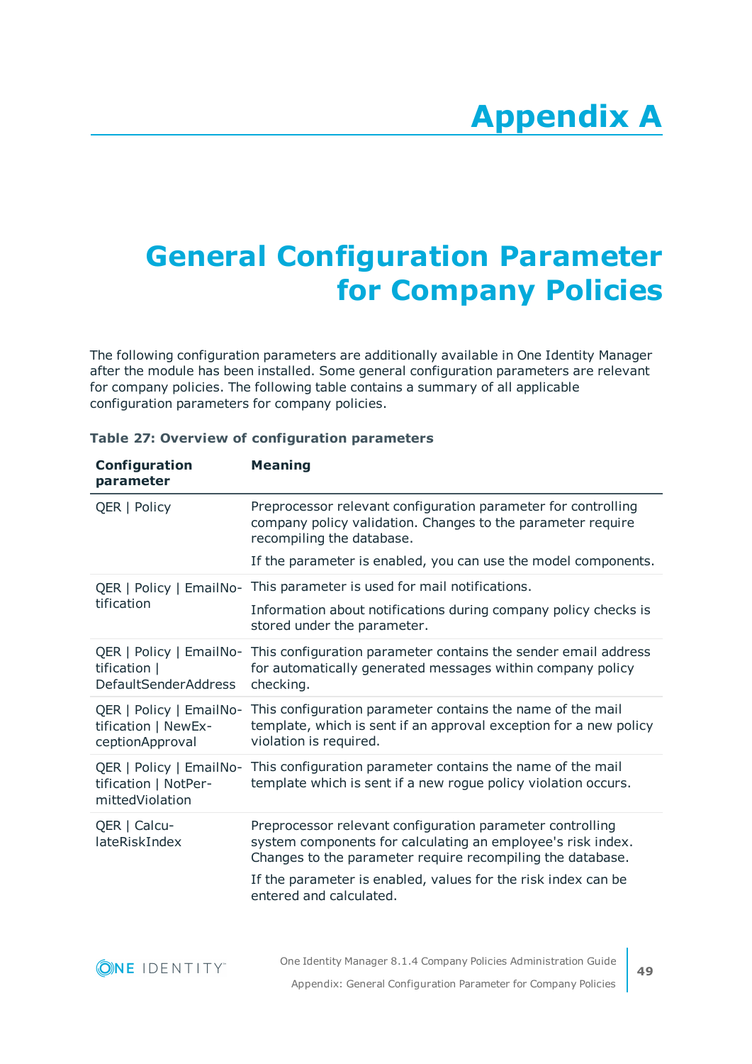# Appendix A

# General Configuration Parameter for Company Policies

The following configuration parameters are additionally available in One Identity Manager after the module has been installed. Some general configuration parameters are relevant for company policies. The following table contains a summary of all applicable configuration parameters for company policies.

**Table 27: Overview of configuration parameters**

| Configuration parameter | Meaning |
|---|---|
| QER \| Policy | Preprocessor relevant configuration parameter for controlling company policy validation. Changes to the parameter require recompiling the database.<br><br>If the parameter is enabled, you can use the model components. |
| QER \| Policy \| EmailNotification | This parameter is used for mail notifications.<br><br>Information about notifications during company policy checks is stored under the parameter. |
| QER \| Policy \| EmailNotification \| DefaultSenderAddress | This configuration parameter contains the sender email address for automatically generated messages within company policy checking. |
| QER \| Policy \| EmailNotification \| NewExceptionApproval | This configuration parameter contains the name of the mail template, which is sent if an approval exception for a new policy violation is required. |
| QER \| Policy \| EmailNotification \| NotPermittedViolation | This configuration parameter contains the name of the mail template which is sent if a new rogue policy violation occurs. |
| QER \| CalculateRiskIndex | Preprocessor relevant configuration parameter controlling system components for calculating an employee's risk index. Changes to the parameter require recompiling the database.<br><br>If the parameter is enabled, values for the risk index can be entered and calculated. |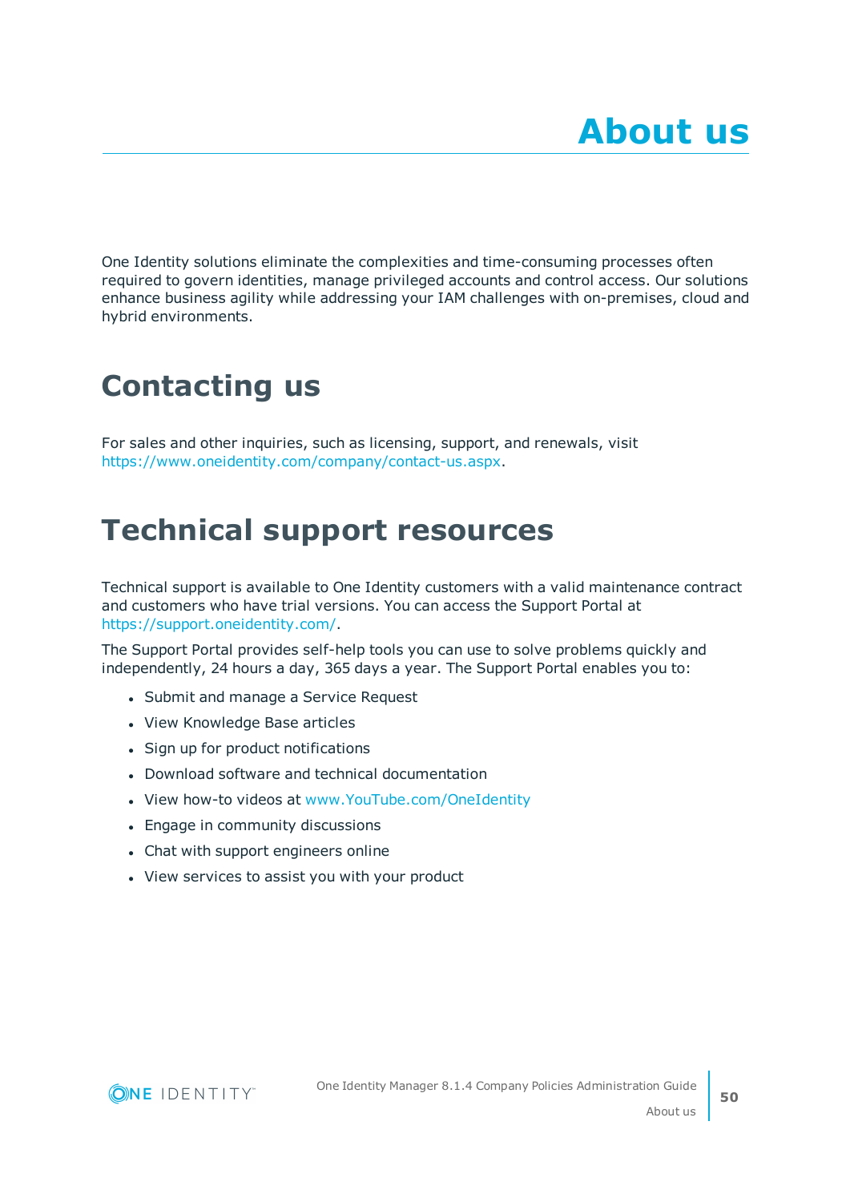# About us

One Identity solutions eliminate the complexities and time-consuming processes often required to govern identities, manage privileged accounts and control access. Our solutions enhance business agility while addressing your IAM challenges with on-premises, cloud and hybrid environments.

## Contacting us

For sales and other inquiries, such as licensing, support, and renewals, visit https://www.oneidentity.com/company/contact-us.aspx.

## Technical support resources

Technical support is available to One Identity customers with a valid maintenance contract and customers who have trial versions. You can access the Support Portal at https://support.oneidentity.com/.

The Support Portal provides self-help tools you can use to solve problems quickly and independently, 24 hours a day, 365 days a year. The Support Portal enables you to:

- Submit and manage a Service Request
- View Knowledge Base articles
- Sign up for product notifications
- Download software and technical documentation
- View how-to videos at www.YouTube.com/OneIdentity
- Engage in community discussions
- Chat with support engineers online
- View services to assist you with your product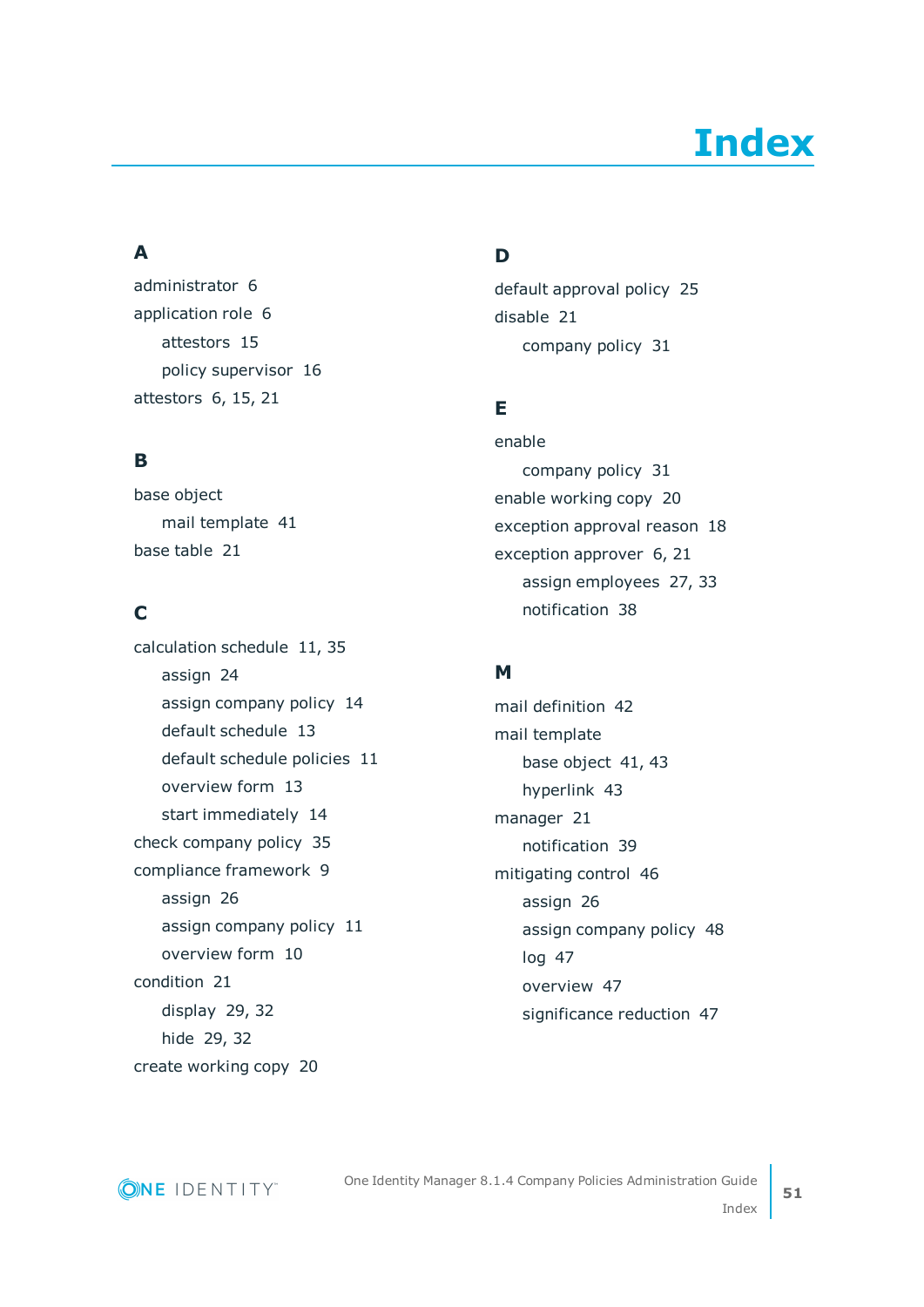# Index

## A

administrator 6
application role 6
- attestors 15
- policy supervisor 16

attestors 6, 15, 21

## B

base object
- mail template 41

base table 21

## C

calculation schedule 11, 35
- assign 24
- assign company policy 14
- default schedule 13
- default schedule policies 11
- overview form 13
- start immediately 14

check company policy 35
compliance framework 9
- assign 26
- assign company policy 11
- overview form 10

condition 21
- display 29, 32
- hide 29, 32

create working copy 20

## D

default approval policy 25
disable 21
- company policy 31

## E

enable
- company policy 31

enable working copy 20
exception approval reason 18
exception approver 6, 21
- assign employees 27, 33
- notification 38

## M

mail definition 42
mail template
- base object 41, 43
- hyperlink 43

manager 21
- notification 39

mitigating control 46
- assign 26
- assign company policy 48
- log 47
- overview 47
- significance reduction 47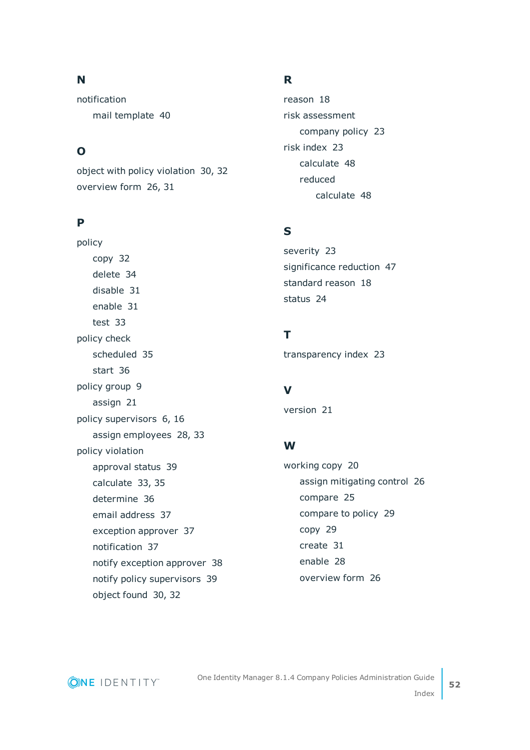## N

notification

- mail template 40

## O

object with policy violation 30, 32

overview form 26, 31

## P

policy

- copy 32
- delete 34
- disable 31
- enable 31
- test 33

policy check

- scheduled 35
- start 36

policy group 9

- assign 21

policy supervisors 6, 16

- assign employees 28, 33

policy violation

- approval status 39
- calculate 33, 35
- determine 36
- email address 37
- exception approver 37
- notification 37
- notify exception approver 38
- notify policy supervisors 39
- object found 30, 32

## R

reason 18

risk assessment

- company policy 23

risk index 23

- calculate 48
- reduced
  - calculate 48

## S

severity 23

significance reduction 47

standard reason 18

status 24

## T

transparency index 23

## V

version 21

## W

working copy 20

- assign mitigating control 26
- compare 25
- compare to policy 29
- copy 29
- create 31
- enable 28
- overview form 26